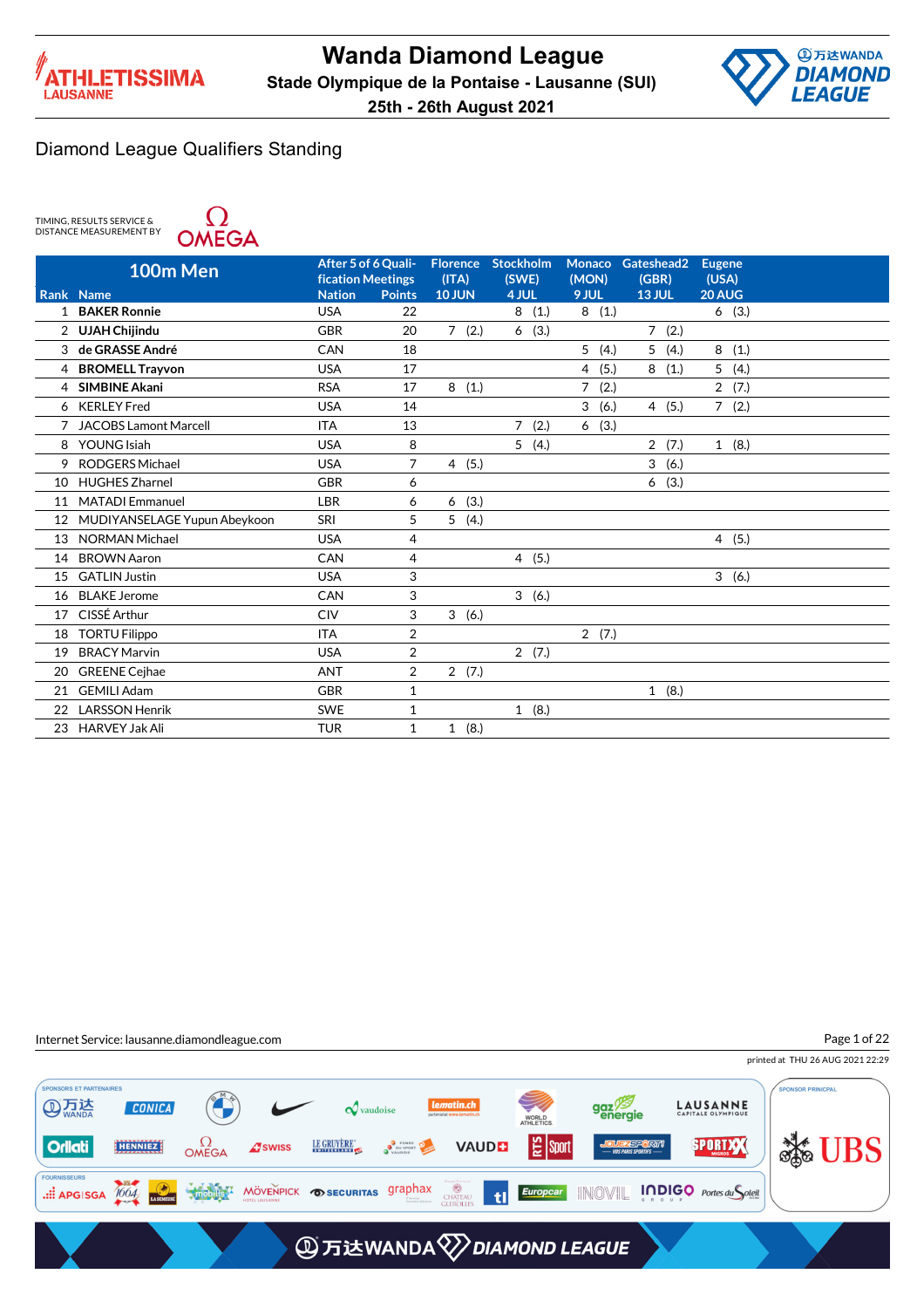# Wanda Diamond League

**Stade Olympique de la Pontaise - Lausanne (SUI)**

**25th - 26th August 2021**

## Diamond League Qualifiers Standing

TIMING, RESULTS SERVICE & DISTANCE MEASUREMENT BY OMEGA

| Rank | 100m Men Name | After 5 of 6 Qualification Meetings Nation | Points | Florence (ITA) 10 JUN | Stockholm (SWE) 4 JUL | Monaco (MON) 9 JUL | Gateshead2 (GBR) 13 JUL | Eugene (USA) 20 AUG |
|---|---|---|---|---|---|---|---|---|
| 1 | **BAKER Ronnie** | USA | 22 | | 8 (1.) | 8 (1.) | | 6 (3.) |
| 2 | **UJAH Chijindu** | GBR | 20 | 7 (2.) | 6 (3.) | | 7 (2.) | |
| 3 | **de GRASSE André** | CAN | 18 | | | 5 (4.) | 5 (4.) | 8 (1.) |
| 4 | **BROMELL Trayvon** | USA | 17 | | | 4 (5.) | 8 (1.) | 5 (4.) |
| 4 | **SIMBINE Akani** | RSA | 17 | 8 (1.) | | 7 (2.) | | 2 (7.) |
| 6 | KERLEY Fred | USA | 14 | | | 3 (6.) | 4 (5.) | 7 (2.) |
| 7 | JACOBS Lamont Marcell | ITA | 13 | | 7 (2.) | 6 (3.) | | |
| 8 | YOUNG Isiah | USA | 8 | | 5 (4.) | | 2 (7.) | 1 (8.) |
| 9 | RODGERS Michael | USA | 7 | 4 (5.) | | | 3 (6.) | |
| 10 | HUGHES Zharnel | GBR | 6 | | | | 6 (3.) | |
| 11 | MATADI Emmanuel | LBR | 6 | 6 (3.) | | | | |
| 12 | MUDIYANSELAGE Yupun Abeykoon | SRI | 5 | 5 (4.) | | | | |
| 13 | NORMAN Michael | USA | 4 | | | | | 4 (5.) |
| 14 | BROWN Aaron | CAN | 4 | | 4 (5.) | | | |
| 15 | GATLIN Justin | USA | 3 | | | | | 3 (6.) |
| 16 | BLAKE Jerome | CAN | 3 | | 3 (6.) | | | |
| 17 | CISSÉ Arthur | CIV | 3 | 3 (6.) | | | | |
| 18 | TORTU Filippo | ITA | 2 | | | 2 (7.) | | |
| 19 | BRACY Marvin | USA | 2 | | 2 (7.) | | | |
| 20 | GREENE Cejhae | ANT | 2 | 2 (7.) | | | | |
| 21 | GEMILI Adam | GBR | 1 | | | | 1 (8.) | |
| 22 | LARSSON Henrik | SWE | 1 | | 1 (8.) | | | |
| 23 | HARVEY Jak Ali | TUR | 1 | 1 (8.) | | | | |

Internet Service: lausanne.diamondleague.com

printed at THU 26 AUG 2021 22:29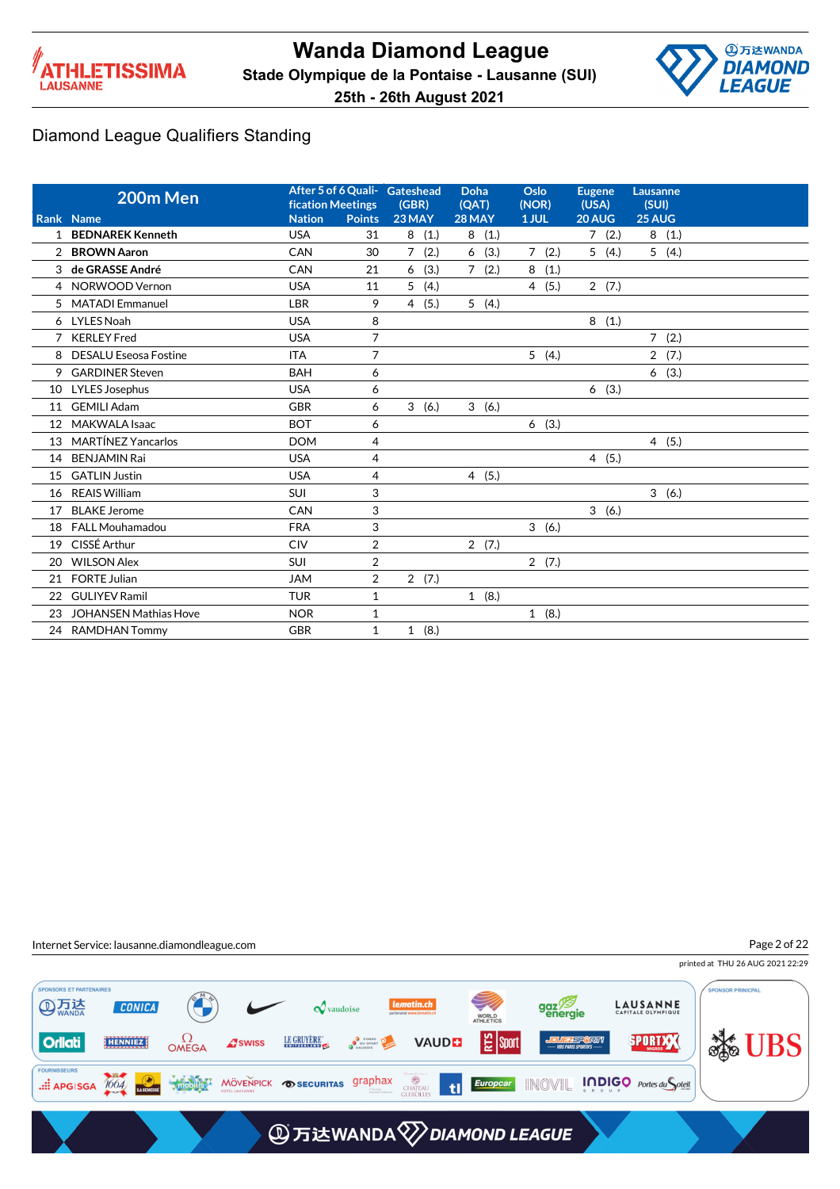# Wanda Diamond League

**Stade Olympique de la Pontaise - Lausanne (SUI)**

**25th - 26th August 2021**

## Diamond League Qualifiers Standing

| Rank | 200m Men Name | Nation | After 5 of 6 Qualification Meetings Points | Gateshead (GBR) 23 MAY | Doha (QAT) 28 MAY | Oslo (NOR) 1 JUL | Eugene (USA) 20 AUG | Lausanne (SUI) 25 AUG |
|---|---|---|---|---|---|---|---|---|
| 1 | **BEDNAREK Kenneth** | USA | 31 | 8 (1.) | 8 (1.) | | 7 (2.) | 8 (1.) |
| 2 | **BROWN Aaron** | CAN | 30 | 7 (2.) | 6 (3.) | 7 (2.) | 5 (4.) | 5 (4.) |
| 3 | **de GRASSE André** | CAN | 21 | 6 (3.) | 7 (2.) | 8 (1.) | | |
| 4 | NORWOOD Vernon | USA | 11 | 5 (4.) | | 4 (5.) | 2 (7.) | |
| 5 | MATADI Emmanuel | LBR | 9 | 4 (5.) | 5 (4.) | | | |
| 6 | LYLES Noah | USA | 8 | | | | 8 (1.) | |
| 7 | KERLEY Fred | USA | 7 | | | | | 7 (2.) |
| 8 | DESALU Eseosa Fostine | ITA | 7 | | | 5 (4.) | | 2 (7.) |
| 9 | GARDINER Steven | BAH | 6 | | | | | 6 (3.) |
| 10 | LYLES Josephus | USA | 6 | | | | 6 (3.) | |
| 11 | GEMILI Adam | GBR | 6 | 3 (6.) | 3 (6.) | | | |
| 12 | MAKWALA Isaac | BOT | 6 | | | 6 (3.) | | |
| 13 | MARTÍNEZ Yancarlos | DOM | 4 | | | | | 4 (5.) |
| 14 | BENJAMIN Rai | USA | 4 | | | | 4 (5.) | |
| 15 | GATLIN Justin | USA | 4 | | 4 (5.) | | | |
| 16 | REAIS William | SUI | 3 | | | | | 3 (6.) |
| 17 | BLAKE Jerome | CAN | 3 | | | | 3 (6.) | |
| 18 | FALL Mouhamadou | FRA | 3 | | | 3 (6.) | | |
| 19 | CISSÉ Arthur | CIV | 2 | | 2 (7.) | | | |
| 20 | WILSON Alex | SUI | 2 | | | 2 (7.) | | |
| 21 | FORTE Julian | JAM | 2 | 2 (7.) | | | | |
| 22 | GULIYEV Ramil | TUR | 1 | | 1 (8.) | | | |
| 23 | JOHANSEN Mathias Hove | NOR | 1 | | | 1 (8.) | | |
| 24 | RAMDHAN Tommy | GBR | 1 | 1 (8.) | | | | |

Internet Service: lausanne.diamondleague.com

printed at THU 26 AUG 2021 22:29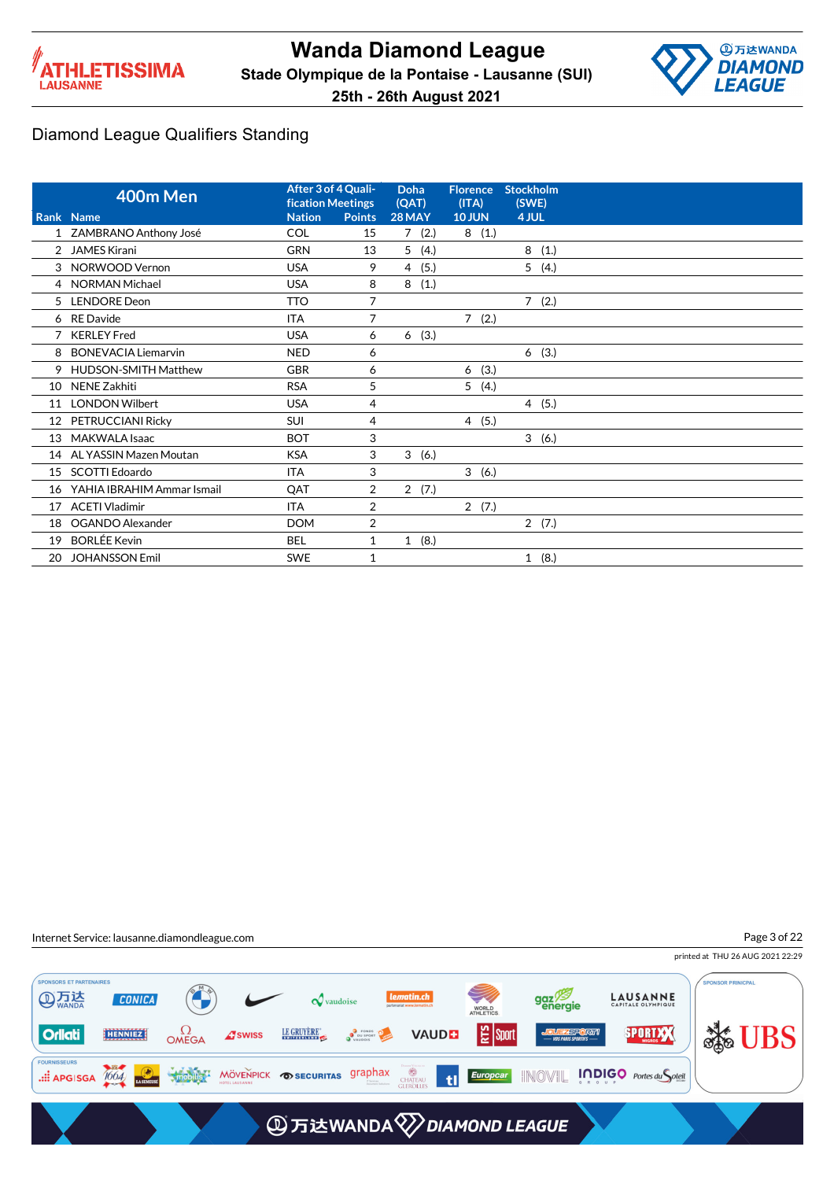# Wanda Diamond League

**Stade Olympique de la Pontaise - Lausanne (SUI)**

**25th - 26th August 2021**

## Diamond League Qualifiers Standing

| Rank | 400m Men<br>Name | Nation | After 3 of 4 Qualification Meetings<br>Points | Doha (QAT) 28 MAY | Florence (ITA) 10 JUN | Stockholm (SWE) 4 JUL |
|---|---|---|---|---|---|---|
| 1 | ZAMBRANO Anthony José | COL | 15 | 7 (2.) | 8 (1.) | |
| 2 | JAMES Kirani | GRN | 13 | 5 (4.) | | 8 (1.) |
| 3 | NORWOOD Vernon | USA | 9 | 4 (5.) | | 5 (4.) |
| 4 | NORMAN Michael | USA | 8 | 8 (1.) | | |
| 5 | LENDORE Deon | TTO | 7 | | | 7 (2.) |
| 6 | RE Davide | ITA | 7 | | 7 (2.) | |
| 7 | KERLEY Fred | USA | 6 | 6 (3.) | | |
| 8 | BONEVACIA Liemarvin | NED | 6 | | | 6 (3.) |
| 9 | HUDSON-SMITH Matthew | GBR | 6 | | 6 (3.) | |
| 10 | NENE Zakhiti | RSA | 5 | | 5 (4.) | |
| 11 | LONDON Wilbert | USA | 4 | | | 4 (5.) |
| 12 | PETRUCCIANI Ricky | SUI | 4 | | 4 (5.) | |
| 13 | MAKWALA Isaac | BOT | 3 | | | 3 (6.) |
| 14 | AL YASSIN Mazen Moutan | KSA | 3 | 3 (6.) | | |
| 15 | SCOTTI Edoardo | ITA | 3 | | 3 (6.) | |
| 16 | YAHIA IBRAHIM Ammar Ismail | QAT | 2 | 2 (7.) | | |
| 17 | ACETI Vladimir | ITA | 2 | | 2 (7.) | |
| 18 | OGANDO Alexander | DOM | 2 | | | 2 (7.) |
| 19 | BORLÉE Kevin | BEL | 1 | 1 (8.) | | |
| 20 | JOHANSSON Emil | SWE | 1 | | | 1 (8.) |

Internet Service: lausanne.diamondleague.com

printed at THU 26 AUG 2021 22:29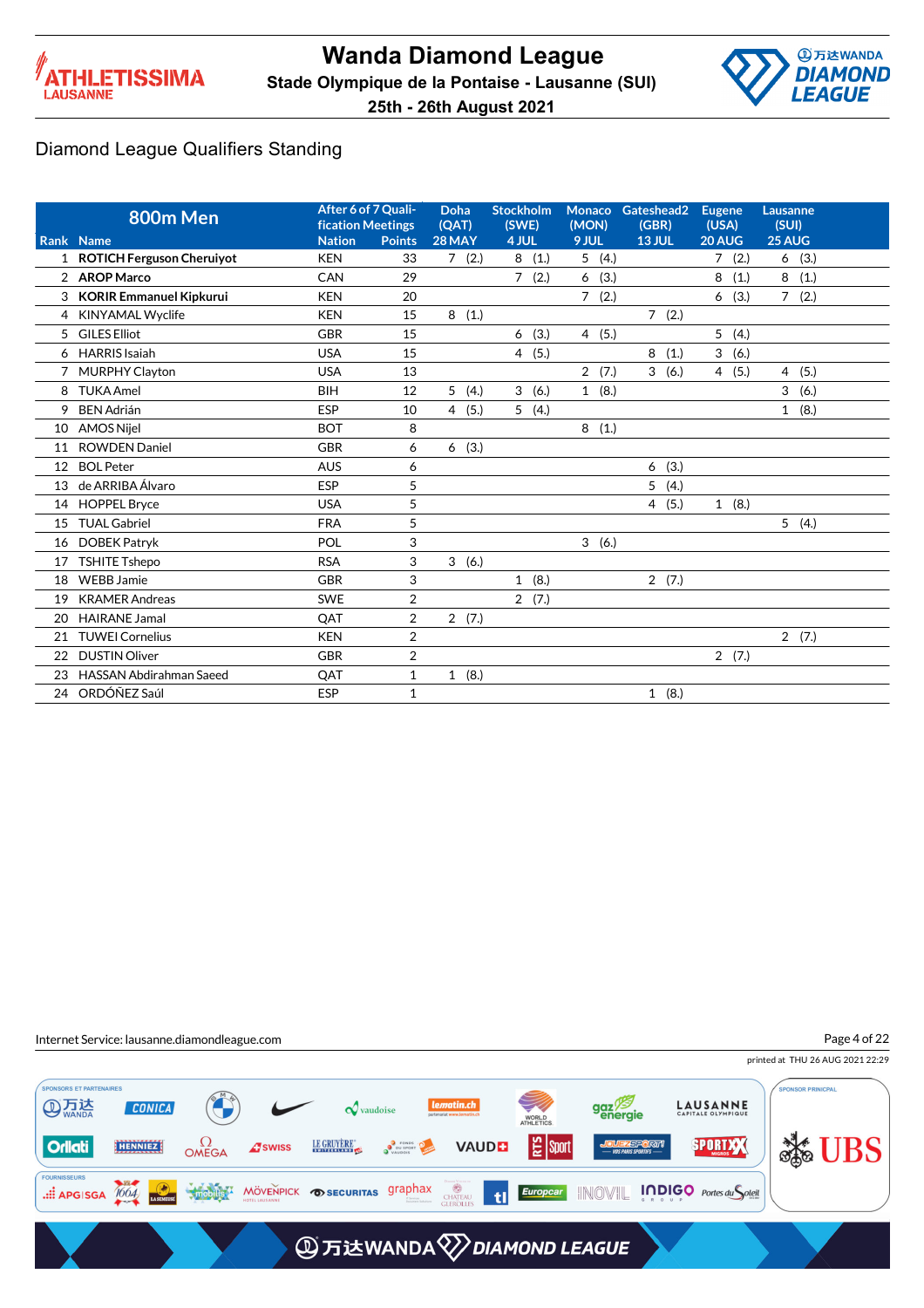# Wanda Diamond League

**Stade Olympique de la Pontaise - Lausanne (SUI)**

**25th - 26th August 2021**

## Diamond League Qualifiers Standing

| Rank | Name | Nation | Points | Doha (QAT) 28 MAY | Stockholm (SWE) 4 JUL | Monaco (MON) 9 JUL | Gateshead2 (GBR) 13 JUL | Eugene (USA) 20 AUG | Lausanne (SUI) 25 AUG |
|---|---|---|---|---|---|---|---|---|---|
| | **800m Men** | After 6 of 7 Qualification Meetings | | | | | | | |
| 1 | **ROTICH Ferguson Cheruiyot** | KEN | 33 | 7 (2.) | 8 (1.) | 5 (4.) | | 7 (2.) | 6 (3.) |
| 2 | **AROP Marco** | CAN | 29 | | 7 (2.) | 6 (3.) | | 8 (1.) | 8 (1.) |
| 3 | **KORIR Emmanuel Kipkurui** | KEN | 20 | | | 7 (2.) | | 6 (3.) | 7 (2.) |
| 4 | KINYAMAL Wyclife | KEN | 15 | 8 (1.) | | | 7 (2.) | | |
| 5 | GILES Elliot | GBR | 15 | | 6 (3.) | 4 (5.) | | 5 (4.) | |
| 6 | HARRIS Isaiah | USA | 15 | | 4 (5.) | | 8 (1.) | 3 (6.) | |
| 7 | MURPHY Clayton | USA | 13 | | | 2 (7.) | 3 (6.) | 4 (5.) | 4 (5.) |
| 8 | TUKA Amel | BIH | 12 | 5 (4.) | 3 (6.) | 1 (8.) | | | 3 (6.) |
| 9 | BEN Adrián | ESP | 10 | 4 (5.) | 5 (4.) | | | | 1 (8.) |
| 10 | AMOS Nijel | BOT | 8 | | | 8 (1.) | | | |
| 11 | ROWDEN Daniel | GBR | 6 | 6 (3.) | | | | | |
| 12 | BOL Peter | AUS | 6 | | | | 6 (3.) | | |
| 13 | de ARRIBA Álvaro | ESP | 5 | | | | 5 (4.) | | |
| 14 | HOPPEL Bryce | USA | 5 | | | | 4 (5.) | 1 (8.) | |
| 15 | TUAL Gabriel | FRA | 5 | | | | | | 5 (4.) |
| 16 | DOBEK Patryk | POL | 3 | | | 3 (6.) | | | |
| 17 | TSHITE Tshepo | RSA | 3 | 3 (6.) | | | | | |
| 18 | WEBB Jamie | GBR | 3 | | 1 (8.) | | 2 (7.) | | |
| 19 | KRAMER Andreas | SWE | 2 | | 2 (7.) | | | | |
| 20 | HAIRANE Jamal | QAT | 2 | 2 (7.) | | | | | |
| 21 | TUWEI Cornelius | KEN | 2 | | | | | | 2 (7.) |
| 22 | DUSTIN Oliver | GBR | 2 | | | | | 2 (7.) | |
| 23 | HASSAN Abdirahman Saeed | QAT | 1 | 1 (8.) | | | | | |
| 24 | ORDÓÑEZ Saúl | ESP | 1 | | | | 1 (8.) | | |

Internet Service: lausanne.diamondleague.com

printed at THU 26 AUG 2021 22:29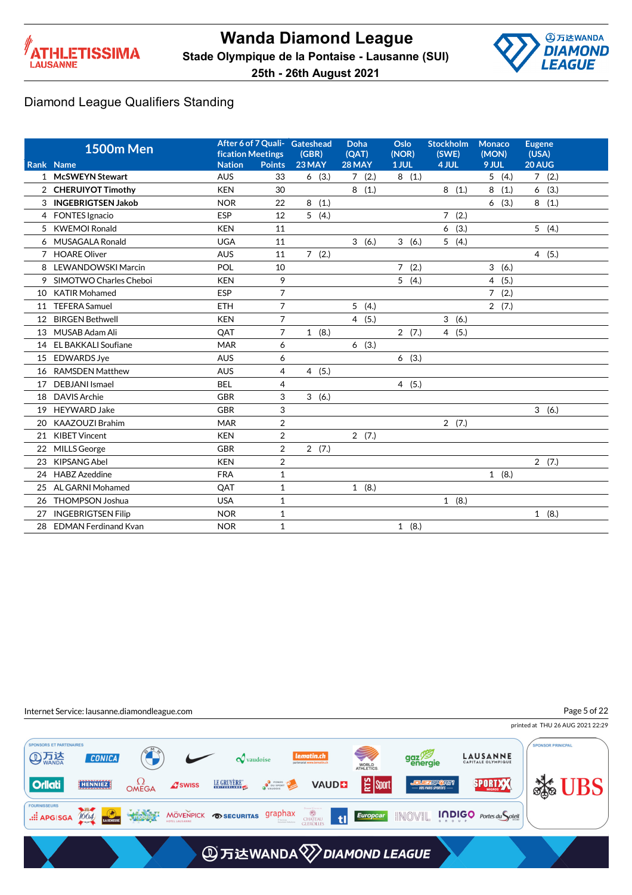# Wanda Diamond League

Stade Olympique de la Pontaise - Lausanne (SUI)

25th - 26th August 2021

## Diamond League Qualifiers Standing

| Rank | 1500m Men Name | Nation | After 6 of 7 Qualification Meetings Points | Gateshead (GBR) 23 MAY | Doha (QAT) 28 MAY | Oslo (NOR) 1 JUL | Stockholm (SWE) 4 JUL | Monaco (MON) 9 JUL | Eugene (USA) 20 AUG |
|---|---|---|---|---|---|---|---|---|---|
| 1 | **McSWEYN Stewart** | AUS | 33 | 6 (3.) | 7 (2.) | 8 (1.) | | 5 (4.) | 7 (2.) |
| 2 | **CHERUIYOT Timothy** | KEN | 30 | | 8 (1.) | | 8 (1.) | 8 (1.) | 6 (3.) |
| 3 | **INGEBRIGTSEN Jakob** | NOR | 22 | 8 (1.) | | | | 6 (3.) | 8 (1.) |
| 4 | FONTES Ignacio | ESP | 12 | 5 (4.) | | | 7 (2.) | | |
| 5 | KWEMOI Ronald | KEN | 11 | | | | 6 (3.) | | 5 (4.) |
| 6 | MUSAGALA Ronald | UGA | 11 | | 3 (6.) | 3 (6.) | 5 (4.) | | |
| 7 | HOARE Oliver | AUS | 11 | 7 (2.) | | | | | 4 (5.) |
| 8 | LEWANDOWSKI Marcin | POL | 10 | | | 7 (2.) | | 3 (6.) | |
| 9 | SIMOTWO Charles Cheboi | KEN | 9 | | | 5 (4.) | | 4 (5.) | |
| 10 | KATIR Mohamed | ESP | 7 | | | | | 7 (2.) | |
| 11 | TEFERA Samuel | ETH | 7 | | 5 (4.) | | | 2 (7.) | |
| 12 | BIRGEN Bethwell | KEN | 7 | | 4 (5.) | | 3 (6.) | | |
| 13 | MUSAB Adam Ali | QAT | 7 | 1 (8.) | | 2 (7.) | 4 (5.) | | |
| 14 | EL BAKKALI Soufiane | MAR | 6 | | 6 (3.) | | | | |
| 15 | EDWARDS Jye | AUS | 6 | | | 6 (3.) | | | |
| 16 | RAMSDEN Matthew | AUS | 4 | 4 (5.) | | | | | |
| 17 | DEBJANI Ismael | BEL | 4 | | | 4 (5.) | | | |
| 18 | DAVIS Archie | GBR | 3 | 3 (6.) | | | | | |
| 19 | HEYWARD Jake | GBR | 3 | | | | | | 3 (6.) |
| 20 | KAAZOUZI Brahim | MAR | 2 | | | | 2 (7.) | | |
| 21 | KIBET Vincent | KEN | 2 | | 2 (7.) | | | | |
| 22 | MILLS George | GBR | 2 | 2 (7.) | | | | | |
| 23 | KIPSANG Abel | KEN | 2 | | | | | | 2 (7.) |
| 24 | HABZ Azeddine | FRA | 1 | | | | | 1 (8.) | |
| 25 | AL GARNI Mohamed | QAT | 1 | | 1 (8.) | | | | |
| 26 | THOMPSON Joshua | USA | 1 | | | | 1 (8.) | | |
| 27 | INGEBRIGTSEN Filip | NOR | 1 | | | | | | 1 (8.) |
| 28 | EDMAN Ferdinand Kvan | NOR | 1 | | | 1 (8.) | | | |

Internet Service: lausanne.diamondleague.com

printed at THU 26 AUG 2021 22:29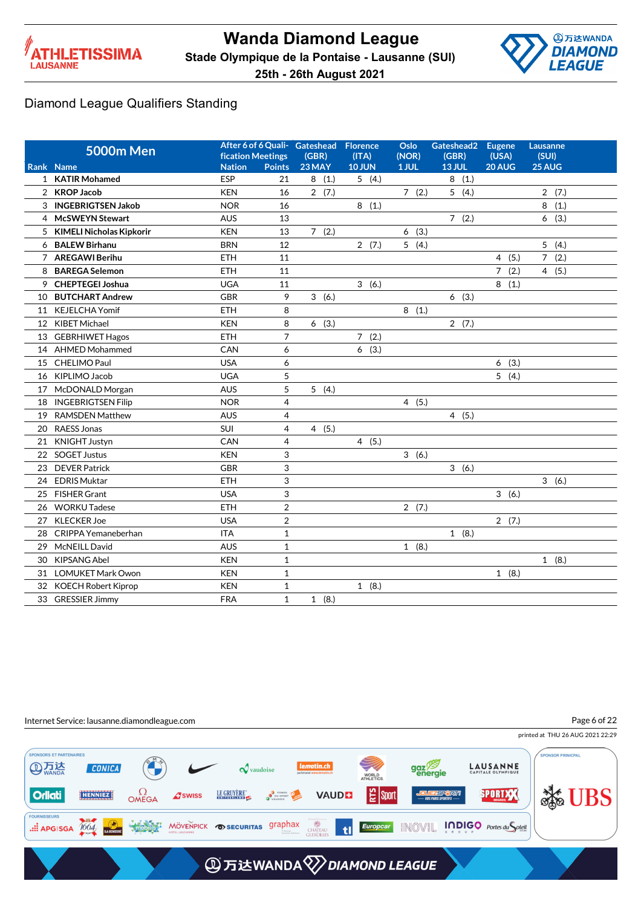# Wanda Diamond League

**Stade Olympique de la Pontaise - Lausanne (SUI)**

**25th - 26th August 2021**

## Diamond League Qualifiers Standing

| Rank | 5000m Men Name | Nation | After 6 of 6 Qualification Meetings Points | Gateshead (GBR) 23 MAY | Florence (ITA) 10 JUN | Oslo (NOR) 1 JUL | Gateshead2 (GBR) 13 JUL | Eugene (USA) 20 AUG | Lausanne (SUI) 25 AUG |
|---|---|---|---|---|---|---|---|---|---|
| 1 | **KATIR Mohamed** | ESP | 21 | 8 (1.) | 5 (4.) | | 8 (1.) | | |
| 2 | **KROP Jacob** | KEN | 16 | 2 (7.) | | 7 (2.) | 5 (4.) | | 2 (7.) |
| 3 | **INGEBRIGTSEN Jakob** | NOR | 16 | | 8 (1.) | | | | 8 (1.) |
| 4 | **McSWEYN Stewart** | AUS | 13 | | | | 7 (2.) | | 6 (3.) |
| 5 | **KIMELI Nicholas Kipkorir** | KEN | 13 | 7 (2.) | | 6 (3.) | | | |
| 6 | **BALEW Birhanu** | BRN | 12 | | 2 (7.) | 5 (4.) | | | 5 (4.) |
| 7 | **AREGAWI Berihu** | ETH | 11 | | | | | 4 (5.) | 7 (2.) |
| 8 | **BAREGA Selemon** | ETH | 11 | | | | | 7 (2.) | 4 (5.) |
| 9 | **CHEPTEGEI Joshua** | UGA | 11 | | 3 (6.) | | | 8 (1.) | |
| 10 | **BUTCHART Andrew** | GBR | 9 | 3 (6.) | | | 6 (3.) | | |
| 11 | KEJELCHA Yomif | ETH | 8 | | | 8 (1.) | | | |
| 12 | KIBET Michael | KEN | 8 | 6 (3.) | | | 2 (7.) | | |
| 13 | GEBRHIWET Hagos | ETH | 7 | | 7 (2.) | | | | |
| 14 | AHMED Mohammed | CAN | 6 | | 6 (3.) | | | | |
| 15 | CHELIMO Paul | USA | 6 | | | | | 6 (3.) | |
| 16 | KIPLIMO Jacob | UGA | 5 | | | | | 5 (4.) | |
| 17 | McDONALD Morgan | AUS | 5 | 5 (4.) | | | | | |
| 18 | INGEBRIGTSEN Filip | NOR | 4 | | | 4 (5.) | | | |
| 19 | RAMSDEN Matthew | AUS | 4 | | | | 4 (5.) | | |
| 20 | RAESS Jonas | SUI | 4 | 4 (5.) | | | | | |
| 21 | KNIGHT Justyn | CAN | 4 | | 4 (5.) | | | | |
| 22 | SOGET Justus | KEN | 3 | | | 3 (6.) | | | |
| 23 | DEVER Patrick | GBR | 3 | | | | 3 (6.) | | |
| 24 | EDRIS Muktar | ETH | 3 | | | | | | 3 (6.) |
| 25 | FISHER Grant | USA | 3 | | | | | 3 (6.) | |
| 26 | WORKU Tadese | ETH | 2 | | | 2 (7.) | | | |
| 27 | KLECKER Joe | USA | 2 | | | | | 2 (7.) | |
| 28 | CRIPPA Yemaneberhan | ITA | 1 | | | | 1 (8.) | | |
| 29 | McNEILL David | AUS | 1 | | | 1 (8.) | | | |
| 30 | KIPSANG Abel | KEN | 1 | | | | | | 1 (8.) |
| 31 | LOMUKET Mark Owon | KEN | 1 | | | | | 1 (8.) | |
| 32 | KOECH Robert Kiprop | KEN | 1 | | 1 (8.) | | | | |
| 33 | GRESSIER Jimmy | FRA | 1 | 1 (8.) | | | | | |

Internet Service: lausanne.diamondleague.com

printed at THU 26 AUG 2021 22:29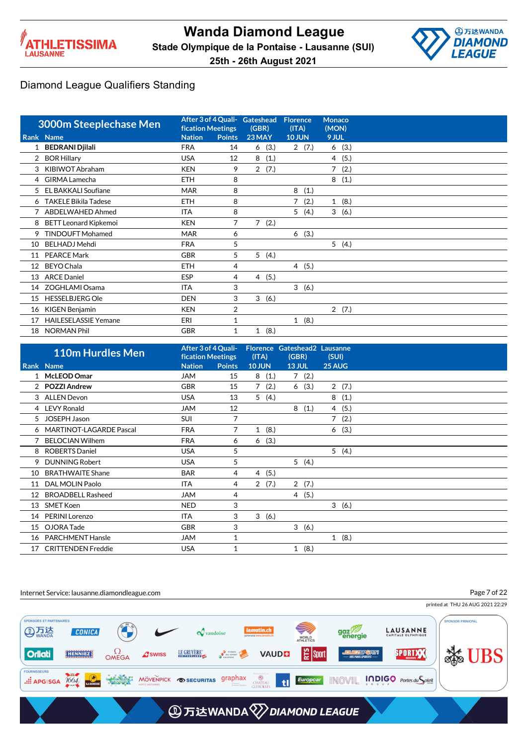# Wanda Diamond League

**Stade Olympique de la Pontaise - Lausanne (SUI)**

**25th - 26th August 2021**

## Diamond League Qualifiers Standing

| 3000m Steeplechase Men | | After 3 of 4 Qualification Meetings | | Gateshead (GBR) | Florence (ITA) | Monaco (MON) |
|---|---|---|---|---|---|---|
| Rank | Name | Nation | Points | 23 MAY | 10 JUN | 9 JUL |
| 1 | **BEDRANI Djilali** | FRA | 14 | 6 (3.) | 2 (7.) | 6 (3.) |
| 2 | BOR Hillary | USA | 12 | 8 (1.) | | 4 (5.) |
| 3 | KIBIWOT Abraham | KEN | 9 | 2 (7.) | | 7 (2.) |
| 4 | GIRMA Lamecha | ETH | 8 | | | 8 (1.) |
| 5 | EL BAKKALI Soufiane | MAR | 8 | | 8 (1.) | |
| 6 | TAKELE Bikila Tadese | ETH | 8 | | 7 (2.) | 1 (8.) |
| 7 | ABDELWAHED Ahmed | ITA | 8 | | 5 (4.) | 3 (6.) |
| 8 | BETT Leonard Kipkemoi | KEN | 7 | 7 (2.) | | |
| 9 | TINDOUFT Mohamed | MAR | 6 | | 6 (3.) | |
| 10 | BELHADJ Mehdi | FRA | 5 | | | 5 (4.) |
| 11 | PEARCE Mark | GBR | 5 | 5 (4.) | | |
| 12 | BEYO Chala | ETH | 4 | | 4 (5.) | |
| 13 | ARCE Daniel | ESP | 4 | 4 (5.) | | |
| 14 | ZOGHLAMI Osama | ITA | 3 | | 3 (6.) | |
| 15 | HESSELBJERG Ole | DEN | 3 | 3 (6.) | | |
| 16 | KIGEN Benjamin | KEN | 2 | | | 2 (7.) |
| 17 | HAILESELASSIE Yemane | ERI | 1 | | 1 (8.) | |
| 18 | NORMAN Phil | GBR | 1 | 1 (8.) | | |

| 110m Hurdles Men | | After 3 of 4 Qualification Meetings | | Florence (ITA) | Gateshead2 (GBR) | Lausanne (SUI) |
|---|---|---|---|---|---|---|
| Rank | Name | Nation | Points | 10 JUN | 13 JUL | 25 AUG |
| 1 | **McLEOD Omar** | JAM | 15 | 8 (1.) | 7 (2.) | |
| 2 | **POZZI Andrew** | GBR | 15 | 7 (2.) | 6 (3.) | 2 (7.) |
| 3 | ALLEN Devon | USA | 13 | 5 (4.) | | 8 (1.) |
| 4 | LEVY Ronald | JAM | 12 | | 8 (1.) | 4 (5.) |
| 5 | JOSEPH Jason | SUI | 7 | | | 7 (2.) |
| 6 | MARTINOT-LAGARDE Pascal | FRA | 7 | 1 (8.) | | 6 (3.) |
| 7 | BELOCIAN Wilhem | FRA | 6 | 6 (3.) | | |
| 8 | ROBERTS Daniel | USA | 5 | | | 5 (4.) |
| 9 | DUNNING Robert | USA | 5 | | 5 (4.) | |
| 10 | BRATHWAITE Shane | BAR | 4 | 4 (5.) | | |
| 11 | DAL MOLIN Paolo | ITA | 4 | 2 (7.) | 2 (7.) | |
| 12 | BROADBELL Rasheed | JAM | 4 | | 4 (5.) | |
| 13 | SMET Koen | NED | 3 | | | 3 (6.) |
| 14 | PERINI Lorenzo | ITA | 3 | 3 (6.) | | |
| 15 | OJORA Tade | GBR | 3 | | 3 (6.) | |
| 16 | PARCHMENT Hansle | JAM | 1 | | | 1 (8.) |
| 17 | CRITTENDEN Freddie | USA | 1 | | 1 (8.) | |

Internet Service: lausanne.diamondleague.com

printed at THU 26 AUG 2021 22:29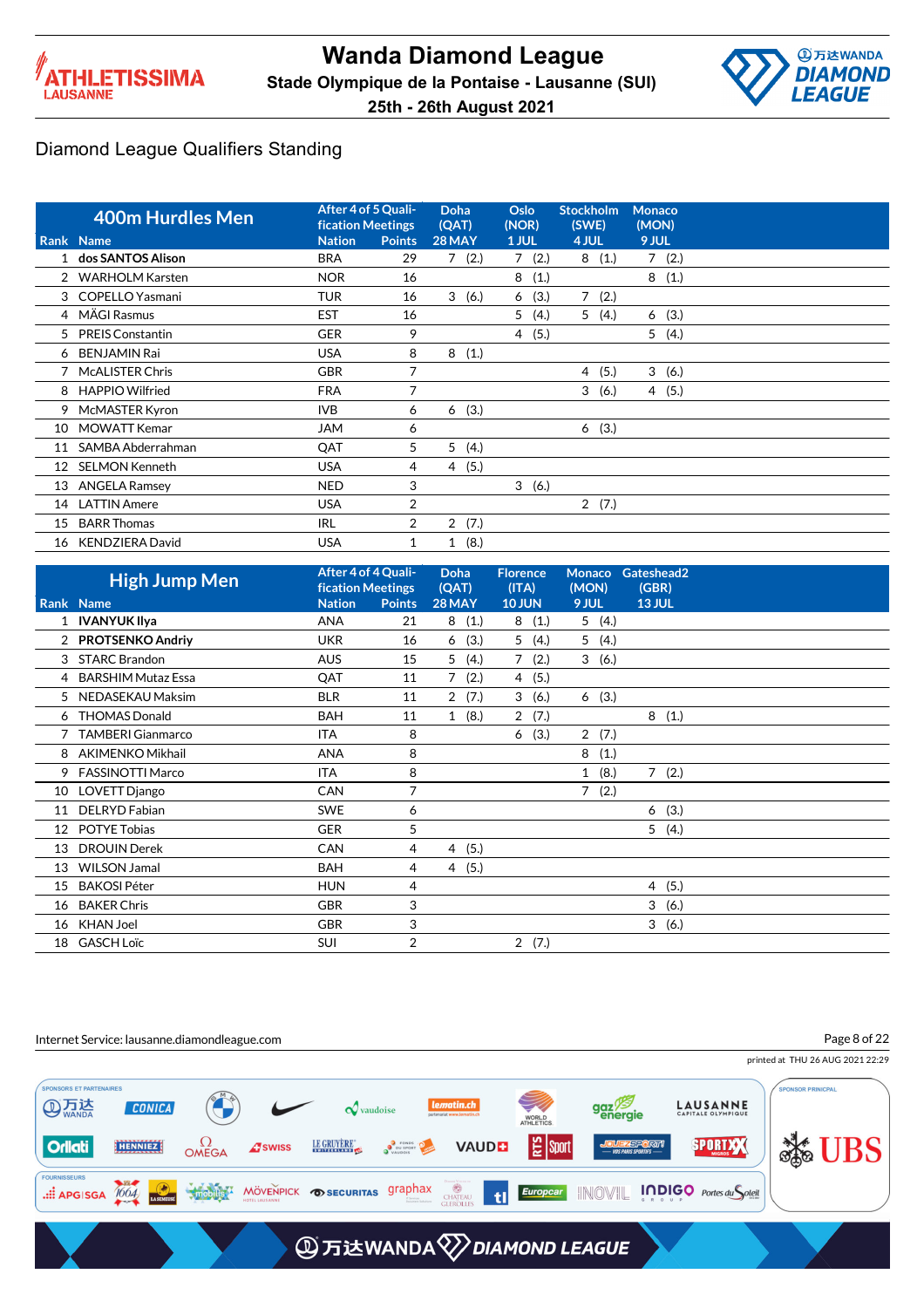# Wanda Diamond League

## Stade Olympique de la Pontaise - Lausanne (SUI)

### 25th - 26th August 2021

## Diamond League Qualifiers Standing

| Rank | 400m Hurdles Men Name | Nation | After 4 of 5 Qualification Meetings Points | Doha (QAT) 28 MAY | Oslo (NOR) 1 JUL | Stockholm (SWE) 4 JUL | Monaco (MON) 9 JUL |
|---|---|---|---|---|---|---|---|
| 1 | **dos SANTOS Alison** | BRA | 29 | 7 (2.) | 7 (2.) | 8 (1.) | 7 (2.) |
| 2 | WARHOLM Karsten | NOR | 16 | | 8 (1.) | | 8 (1.) |
| 3 | COPELLO Yasmani | TUR | 16 | 3 (6.) | 6 (3.) | 7 (2.) | |
| 4 | MÄGI Rasmus | EST | 16 | | 5 (4.) | 5 (4.) | 6 (3.) |
| 5 | PREIS Constantin | GER | 9 | | 4 (5.) | | 5 (4.) |
| 6 | BENJAMIN Rai | USA | 8 | 8 (1.) | | | |
| 7 | McALISTER Chris | GBR | 7 | | | 4 (5.) | 3 (6.) |
| 8 | HAPPIO Wilfried | FRA | 7 | | | 3 (6.) | 4 (5.) |
| 9 | McMASTER Kyron | IVB | 6 | 6 (3.) | | | |
| 10 | MOWATT Kemar | JAM | 6 | | | 6 (3.) | |
| 11 | SAMBA Abderrahman | QAT | 5 | 5 (4.) | | | |
| 12 | SELMON Kenneth | USA | 4 | 4 (5.) | | | |
| 13 | ANGELA Ramsey | NED | 3 | | 3 (6.) | | |
| 14 | LATTIN Amere | USA | 2 | | | 2 (7.) | |
| 15 | BARR Thomas | IRL | 2 | 2 (7.) | | | |
| 16 | KENDZIERA David | USA | 1 | 1 (8.) | | | |

| Rank | High Jump Men Name | Nation | After 4 of 4 Qualification Meetings Points | Doha (QAT) 28 MAY | Florence (ITA) 10 JUN | Monaco (MON) 9 JUL | Gateshead2 (GBR) 13 JUL |
|---|---|---|---|---|---|---|---|
| 1 | **IVANYUK Ilya** | ANA | 21 | 8 (1.) | 8 (1.) | 5 (4.) | |
| 2 | **PROTSENKO Andriy** | UKR | 16 | 6 (3.) | 5 (4.) | 5 (4.) | |
| 3 | STARC Brandon | AUS | 15 | 5 (4.) | 7 (2.) | 3 (6.) | |
| 4 | BARSHIM Mutaz Essa | QAT | 11 | 7 (2.) | 4 (5.) | | |
| 5 | NEDASEKAU Maksim | BLR | 11 | 2 (7.) | 3 (6.) | 6 (3.) | |
| 6 | THOMAS Donald | BAH | 11 | 1 (8.) | 2 (7.) | | 8 (1.) |
| 7 | TAMBERI Gianmarco | ITA | 8 | | 6 (3.) | 2 (7.) | |
| 8 | AKIMENKO Mikhail | ANA | 8 | | | 8 (1.) | |
| 9 | FASSINOTTI Marco | ITA | 8 | | | 1 (8.) | 7 (2.) |
| 10 | LOVETT Django | CAN | 7 | | | 7 (2.) | |
| 11 | DELRYD Fabian | SWE | 6 | | | | 6 (3.) |
| 12 | POTYE Tobias | GER | 5 | | | | 5 (4.) |
| 13 | DROUIN Derek | CAN | 4 | 4 (5.) | | | |
| 13 | WILSON Jamal | BAH | 4 | 4 (5.) | | | |
| 15 | BAKOSI Péter | HUN | 4 | | | | 4 (5.) |
| 16 | BAKER Chris | GBR | 3 | | | | 3 (6.) |
| 16 | KHAN Joel | GBR | 3 | | | | 3 (6.) |
| 18 | GASCH Loïc | SUI | 2 | | 2 (7.) | | |

Internet Service: lausanne.diamondleague.com

printed at THU 26 AUG 2021 22:29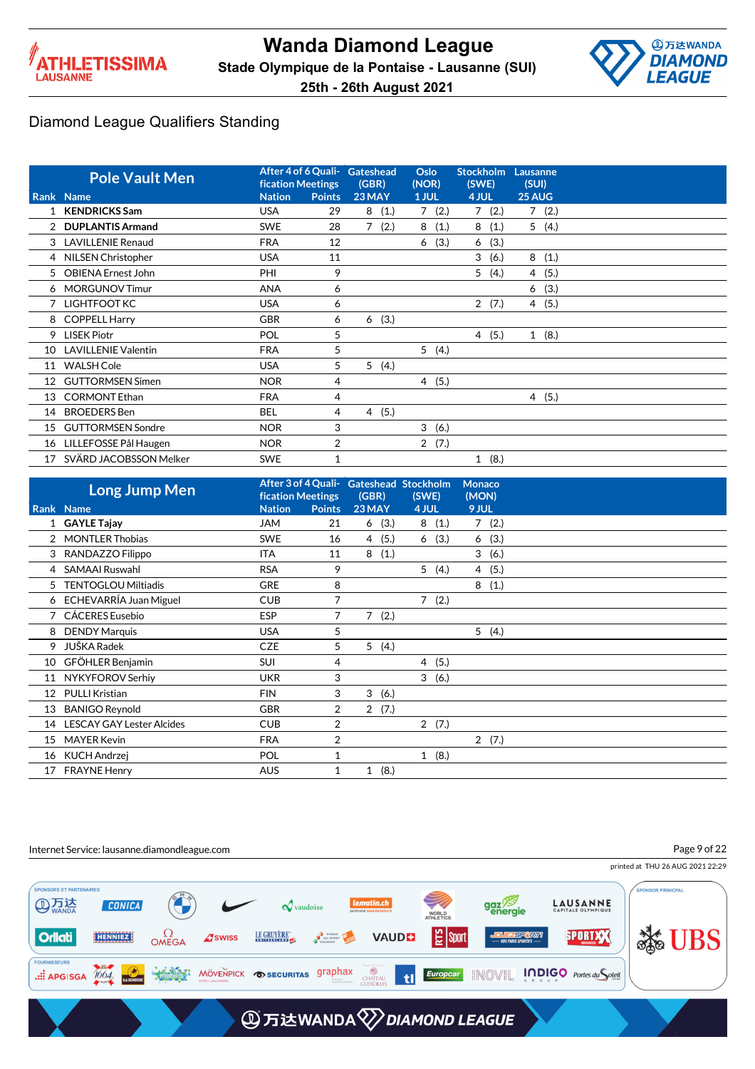# Wanda Diamond League

**Stade Olympique de la Pontaise - Lausanne (SUI)**

**25th - 26th August 2021**

## Diamond League Qualifiers Standing

| Rank | Pole Vault Men Name | Nation | After 4 of 6 Qualification Meetings Points | Gateshead (GBR) 23 MAY | Oslo (NOR) 1 JUL | Stockholm (SWE) 4 JUL | Lausanne (SUI) 25 AUG |
|---|---|---|---|---|---|---|---|
| 1 | **KENDRICKS Sam** | USA | 29 | 8 (1.) | 7 (2.) | 7 (2.) | 7 (2.) |
| 2 | **DUPLANTIS Armand** | SWE | 28 | 7 (2.) | 8 (1.) | 8 (1.) | 5 (4.) |
| 3 | LAVILLENIE Renaud | FRA | 12 | | 6 (3.) | 6 (3.) | |
| 4 | NILSEN Christopher | USA | 11 | | | 3 (6.) | 8 (1.) |
| 5 | OBIENA Ernest John | PHI | 9 | | | 5 (4.) | 4 (5.) |
| 6 | MORGUNOV Timur | ANA | 6 | | | | 6 (3.) |
| 7 | LIGHTFOOT KC | USA | 6 | | | 2 (7.) | 4 (5.) |
| 8 | COPPELL Harry | GBR | 6 | 6 (3.) | | | |
| 9 | LISEK Piotr | POL | 5 | | | 4 (5.) | 1 (8.) |
| 10 | LAVILLENIE Valentin | FRA | 5 | | 5 (4.) | | |
| 11 | WALSH Cole | USA | 5 | 5 (4.) | | | |
| 12 | GUTTORMSEN Simen | NOR | 4 | | 4 (5.) | | |
| 13 | CORMONT Ethan | FRA | 4 | | | | 4 (5.) |
| 14 | BROEDERS Ben | BEL | 4 | 4 (5.) | | | |
| 15 | GUTTORMSEN Sondre | NOR | 3 | | 3 (6.) | | |
| 16 | LILLEFOSSE Pål Haugen | NOR | 2 | | 2 (7.) | | |
| 17 | SVÄRD JACOBSSON Melker | SWE | 1 | | | 1 (8.) | |

| Rank | Long Jump Men Name | Nation | After 3 of 4 Qualification Meetings Points | Gateshead (GBR) 23 MAY | Stockholm (SWE) 4 JUL | Monaco (MON) 9 JUL |
|---|---|---|---|---|---|---|
| 1 | **GAYLE Tajay** | JAM | 21 | 6 (3.) | 8 (1.) | 7 (2.) |
| 2 | MONTLER Thobias | SWE | 16 | 4 (5.) | 6 (3.) | 6 (3.) |
| 3 | RANDAZZO Filippo | ITA | 11 | 8 (1.) | | 3 (6.) |
| 4 | SAMAAI Ruswahl | RSA | 9 | | 5 (4.) | 4 (5.) |
| 5 | TENTOGLOU Miltiadis | GRE | 8 | | | 8 (1.) |
| 6 | ECHEVARRÍA Juan Miguel | CUB | 7 | | 7 (2.) | |
| 7 | CÁCERES Eusebio | ESP | 7 | 7 (2.) | | |
| 8 | DENDY Marquis | USA | 5 | | | 5 (4.) |
| 9 | JUŠKA Radek | CZE | 5 | 5 (4.) | | |
| 10 | GFÖHLER Benjamin | SUI | 4 | | 4 (5.) | |
| 11 | NYKYFOROV Serhiy | UKR | 3 | | 3 (6.) | |
| 12 | PULLI Kristian | FIN | 3 | 3 (6.) | | |
| 13 | BANIGO Reynold | GBR | 2 | 2 (7.) | | |
| 14 | LESCAY GAY Lester Alcides | CUB | 2 | | 2 (7.) | |
| 15 | MAYER Kevin | FRA | 2 | | | 2 (7.) |
| 16 | KUCH Andrzej | POL | 1 | | 1 (8.) | |
| 17 | FRAYNE Henry | AUS | 1 | 1 (8.) | | |

Internet Service: lausanne.diamondleague.com

printed at THU 26 AUG 2021 22:29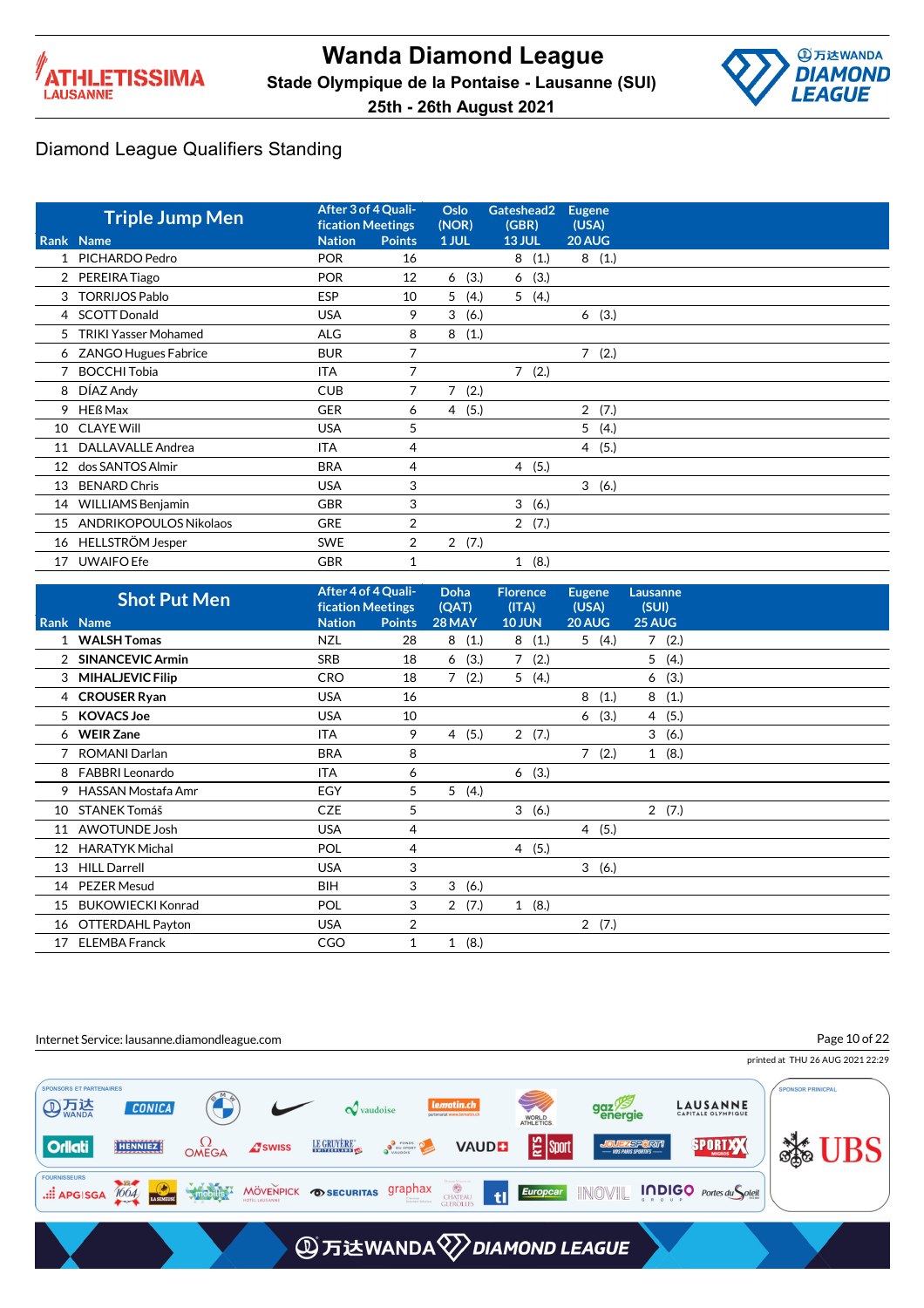# Wanda Diamond League

Stade Olympique de la Pontaise - Lausanne (SUI)

25th - 26th August 2021

## Diamond League Qualifiers Standing

### Triple Jump Men

| Rank | Name | Nation | After 3 of 4 Qualification Meetings Points | Oslo (NOR) 1 JUL | Gateshead2 (GBR) 13 JUL | Eugene (USA) 20 AUG |
|---|---|---|---|---|---|---|
| 1 | PICHARDO Pedro | POR | 16 | | 8 (1.) | 8 (1.) |
| 2 | PEREIRA Tiago | POR | 12 | 6 (3.) | 6 (3.) | |
| 3 | TORRIJOS Pablo | ESP | 10 | 5 (4.) | 5 (4.) | |
| 4 | SCOTT Donald | USA | 9 | 3 (6.) | | 6 (3.) |
| 5 | TRIKI Yasser Mohamed | ALG | 8 | 8 (1.) | | |
| 6 | ZANGO Hugues Fabrice | BUR | 7 | | | 7 (2.) |
| 7 | BOCCHI Tobia | ITA | 7 | | 7 (2.) | |
| 8 | DÍAZ Andy | CUB | 7 | 7 (2.) | | |
| 9 | HEß Max | GER | 6 | 4 (5.) | | 2 (7.) |
| 10 | CLAYE Will | USA | 5 | | | 5 (4.) |
| 11 | DALLAVALLE Andrea | ITA | 4 | | | 4 (5.) |
| 12 | dos SANTOS Almir | BRA | 4 | | 4 (5.) | |
| 13 | BENARD Chris | USA | 3 | | | 3 (6.) |
| 14 | WILLIAMS Benjamin | GBR | 3 | | 3 (6.) | |
| 15 | ANDRIKOPOULOS Nikolaos | GRE | 2 | | 2 (7.) | |
| 16 | HELLSTRÖM Jesper | SWE | 2 | 2 (7.) | | |
| 17 | UWAIFO Efe | GBR | 1 | | 1 (8.) | |

### Shot Put Men

| Rank | Name | Nation | After 4 of 4 Qualification Meetings Points | Doha (QAT) 28 MAY | Florence (ITA) 10 JUN | Eugene (USA) 20 AUG | Lausanne (SUI) 25 AUG |
|---|---|---|---|---|---|---|---|
| 1 | **WALSH Tomas** | NZL | 28 | 8 (1.) | 8 (1.) | 5 (4.) | 7 (2.) |
| 2 | **SINANCEVIC Armin** | SRB | 18 | 6 (3.) | 7 (2.) | | 5 (4.) |
| 3 | **MIHALJEVIC Filip** | CRO | 18 | 7 (2.) | 5 (4.) | | 6 (3.) |
| 4 | **CROUSER Ryan** | USA | 16 | | | 8 (1.) | 8 (1.) |
| 5 | **KOVACS Joe** | USA | 10 | | | 6 (3.) | 4 (5.) |
| 6 | **WEIR Zane** | ITA | 9 | 4 (5.) | 2 (7.) | | 3 (6.) |
| 7 | ROMANI Darlan | BRA | 8 | | | 7 (2.) | 1 (8.) |
| 8 | FABBRI Leonardo | ITA | 6 | | 6 (3.) | | |
| 9 | HASSAN Mostafa Amr | EGY | 5 | 5 (4.) | | | |
| 10 | STANEK Tomáš | CZE | 5 | | 3 (6.) | | 2 (7.) |
| 11 | AWOTUNDE Josh | USA | 4 | | | 4 (5.) | |
| 12 | HARATYK Michal | POL | 4 | | 4 (5.) | | |
| 13 | HILL Darrell | USA | 3 | | | 3 (6.) | |
| 14 | PEZER Mesud | BIH | 3 | 3 (6.) | | | |
| 15 | BUKOWIECKI Konrad | POL | 3 | 2 (7.) | 1 (8.) | | |
| 16 | OTTERDAHL Payton | USA | 2 | | | 2 (7.) | |
| 17 | ELEMBA Franck | CGO | 1 | 1 (8.) | | | |

Internet Service: lausanne.diamondleague.com

printed at THU 26 AUG 2021 22:29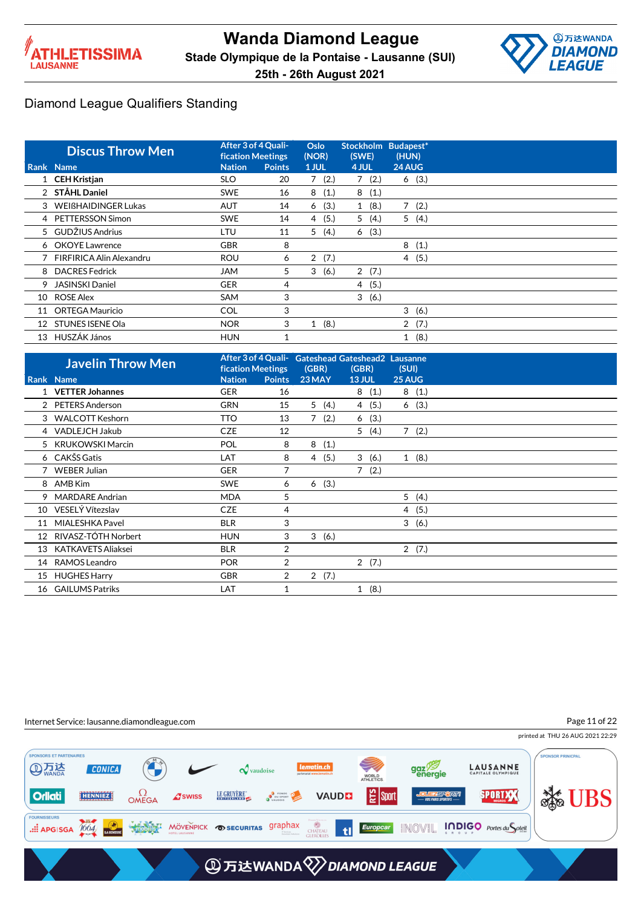# Wanda Diamond League

**Stade Olympique de la Pontaise - Lausanne (SUI)**

**25th - 26th August 2021**

## Diamond League Qualifiers Standing

### Discus Throw Men

| Rank | Name | Nation | Points | Oslo (NOR) 1 JUL | Stockholm (SWE) 4 JUL | Budapest* (HUN) 24 AUG |
|---|---|---|---|---|---|---|
| 1 | **CEH Kristjan** | SLO | 20 | 7 (2.) | 7 (2.) | 6 (3.) |
| 2 | **STÅHL Daniel** | SWE | 16 | 8 (1.) | 8 (1.) | |
| 3 | WEIßHAIDINGER Lukas | AUT | 14 | 6 (3.) | 1 (8.) | 7 (2.) |
| 4 | PETTERSSON Simon | SWE | 14 | 4 (5.) | 5 (4.) | 5 (4.) |
| 5 | GUDŽIUS Andrius | LTU | 11 | 5 (4.) | 6 (3.) | |
| 6 | OKOYE Lawrence | GBR | 8 | | | 8 (1.) |
| 7 | FIRFIRICA Alin Alexandru | ROU | 6 | 2 (7.) | | 4 (5.) |
| 8 | DACRES Fedrick | JAM | 5 | 3 (6.) | 2 (7.) | |
| 9 | JASINSKI Daniel | GER | 4 | | 4 (5.) | |
| 10 | ROSE Alex | SAM | 3 | | 3 (6.) | |
| 11 | ORTEGA Mauricio | COL | 3 | | | 3 (6.) |
| 12 | STUNES ISENE Ola | NOR | 3 | 1 (8.) | | 2 (7.) |
| 13 | HUSZÁK János | HUN | 1 | | | 1 (8.) |

After 3 of 4 Qualification Meetings

### Javelin Throw Men

| Rank | Name | Nation | Points | Gateshead (GBR) 23 MAY | Gateshead2 (GBR) 13 JUL | Lausanne (SUI) 25 AUG |
|---|---|---|---|---|---|---|
| 1 | **VETTER Johannes** | GER | 16 | | 8 (1.) | 8 (1.) |
| 2 | PETERS Anderson | GRN | 15 | 5 (4.) | 4 (5.) | 6 (3.) |
| 3 | WALCOTT Keshorn | TTO | 13 | 7 (2.) | 6 (3.) | |
| 4 | VADLEJCH Jakub | CZE | 12 | | 5 (4.) | 7 (2.) |
| 5 | KRUKOWSKI Marcin | POL | 8 | 8 (1.) | | |
| 6 | CAKŠS Gatis | LAT | 8 | 4 (5.) | 3 (6.) | 1 (8.) |
| 7 | WEBER Julian | GER | 7 | | 7 (2.) | |
| 8 | AMB Kim | SWE | 6 | 6 (3.) | | |
| 9 | MARDARE Andrian | MDA | 5 | | | 5 (4.) |
| 10 | VESELÝ Vítezslav | CZE | 4 | | | 4 (5.) |
| 11 | MIALESHKA Pavel | BLR | 3 | | | 3 (6.) |
| 12 | RIVASZ-TÓTH Norbert | HUN | 3 | 3 (6.) | | |
| 13 | KATKAVETS Aliaksei | BLR | 2 | | | 2 (7.) |
| 14 | RAMOS Leandro | POR | 2 | | 2 (7.) | |
| 15 | HUGHES Harry | GBR | 2 | 2 (7.) | | |
| 16 | GAILUMS Patriks | LAT | 1 | | 1 (8.) | |

After 3 of 4 Qualification Meetings

Internet Service: lausanne.diamondleague.com

printed at THU 26 AUG 2021 22:29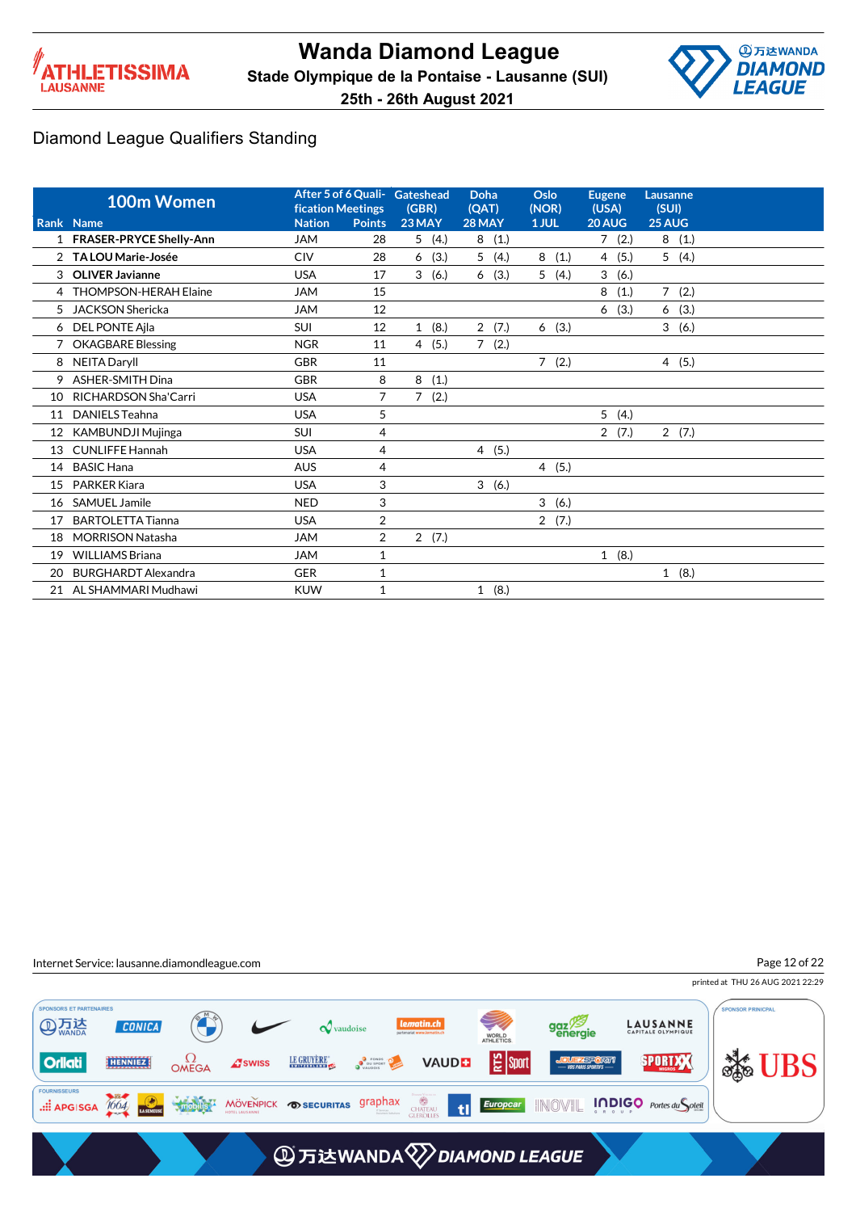# Wanda Diamond League

**Stade Olympique de la Pontaise - Lausanne (SUI)**

**25th - 26th August 2021**

## Diamond League Qualifiers Standing

| 100m Women | | After 5 of 6 Qualification Meetings | | Gateshead (GBR) | Doha (QAT) | Oslo (NOR) | Eugene (USA) | Lausanne (SUI) |
|---|---|---|---|---|---|---|---|---|
| Rank | Name | Nation | Points | 23 MAY | 28 MAY | 1 JUL | 20 AUG | 25 AUG |
| 1 | **FRASER-PRYCE Shelly-Ann** | JAM | 28 | 5 (4.) | 8 (1.) | | 7 (2.) | 8 (1.) |
| 2 | **TA LOU Marie-Josée** | CIV | 28 | 6 (3.) | 5 (4.) | 8 (1.) | 4 (5.) | 5 (4.) |
| 3 | **OLIVER Javianne** | USA | 17 | 3 (6.) | 6 (3.) | 5 (4.) | 3 (6.) | |
| 4 | THOMPSON-HERAH Elaine | JAM | 15 | | | | 8 (1.) | 7 (2.) |
| 5 | JACKSON Shericka | JAM | 12 | | | | 6 (3.) | 6 (3.) |
| 6 | DEL PONTE Ajla | SUI | 12 | 1 (8.) | 2 (7.) | 6 (3.) | | 3 (6.) |
| 7 | OKAGBARE Blessing | NGR | 11 | 4 (5.) | 7 (2.) | | | |
| 8 | NEITA Daryll | GBR | 11 | | | 7 (2.) | | 4 (5.) |
| 9 | ASHER-SMITH Dina | GBR | 8 | 8 (1.) | | | | |
| 10 | RICHARDSON Sha'Carri | USA | 7 | 7 (2.) | | | | |
| 11 | DANIELS Teahna | USA | 5 | | | | 5 (4.) | |
| 12 | KAMBUNDJI Mujinga | SUI | 4 | | | | 2 (7.) | 2 (7.) |
| 13 | CUNLIFFE Hannah | USA | 4 | | 4 (5.) | | | |
| 14 | BASIC Hana | AUS | 4 | | | 4 (5.) | | |
| 15 | PARKER Kiara | USA | 3 | | 3 (6.) | | | |
| 16 | SAMUEL Jamile | NED | 3 | | | 3 (6.) | | |
| 17 | BARTOLETTA Tianna | USA | 2 | | | 2 (7.) | | |
| 18 | MORRISON Natasha | JAM | 2 | 2 (7.) | | | | |
| 19 | WILLIAMS Briana | JAM | 1 | | | | 1 (8.) | |
| 20 | BURGHARDT Alexandra | GER | 1 | | | | | 1 (8.) |
| 21 | AL SHAMMARI Mudhawi | KUW | 1 | | 1 (8.) | | | |

Internet Service: lausanne.diamondleague.com

printed at THU 26 AUG 2021 22:29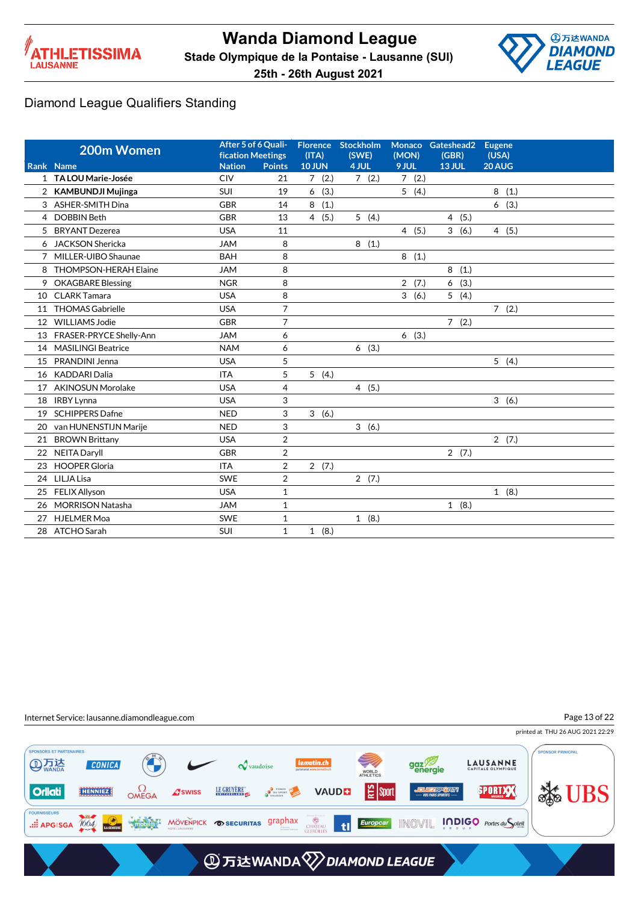# Wanda Diamond League

**Stade Olympique de la Pontaise - Lausanne (SUI)**

**25th - 26th August 2021**

## Diamond League Qualifiers Standing

| 200m Women | | After 5 of 6 Qualification Meetings | | Florence (ITA) 10 JUN | Stockholm (SWE) 4 JUL | Monaco (MON) 9 JUL | Gateshead2 (GBR) 13 JUL | Eugene (USA) 20 AUG |
|---|---|---|---|---|---|---|---|---|
| Rank | Name | Nation | Points | | | | | |
| 1 | **TA LOU Marie-Josée** | CIV | 21 | 7 (2.) | 7 (2.) | 7 (2.) | | |
| 2 | **KAMBUNDJI Mujinga** | SUI | 19 | 6 (3.) | | 5 (4.) | | 8 (1.) |
| 3 | ASHER-SMITH Dina | GBR | 14 | 8 (1.) | | | | 6 (3.) |
| 4 | DOBBIN Beth | GBR | 13 | 4 (5.) | 5 (4.) | | 4 (5.) | |
| 5 | BRYANT Dezerea | USA | 11 | | | 4 (5.) | 3 (6.) | 4 (5.) |
| 6 | JACKSON Shericka | JAM | 8 | | 8 (1.) | | | |
| 7 | MILLER-UIBO Shaunae | BAH | 8 | | | 8 (1.) | | |
| 8 | THOMPSON-HERAH Elaine | JAM | 8 | | | | 8 (1.) | |
| 9 | OKAGBARE Blessing | NGR | 8 | | | 2 (7.) | 6 (3.) | |
| 10 | CLARK Tamara | USA | 8 | | | 3 (6.) | 5 (4.) | |
| 11 | THOMAS Gabrielle | USA | 7 | | | | | 7 (2.) |
| 12 | WILLIAMS Jodie | GBR | 7 | | | | 7 (2.) | |
| 13 | FRASER-PRYCE Shelly-Ann | JAM | 6 | | | 6 (3.) | | |
| 14 | MASILINGI Beatrice | NAM | 6 | | 6 (3.) | | | |
| 15 | PRANDINI Jenna | USA | 5 | | | | | 5 (4.) |
| 16 | KADDARI Dalia | ITA | 5 | 5 (4.) | | | | |
| 17 | AKINOSUN Morolake | USA | 4 | | 4 (5.) | | | |
| 18 | IRBY Lynna | USA | 3 | | | | | 3 (6.) |
| 19 | SCHIPPERS Dafne | NED | 3 | 3 (6.) | | | | |
| 20 | van HUNENSTIJN Marije | NED | 3 | | 3 (6.) | | | |
| 21 | BROWN Brittany | USA | 2 | | | | | 2 (7.) |
| 22 | NEITA Daryll | GBR | 2 | | | | 2 (7.) | |
| 23 | HOOPER Gloria | ITA | 2 | 2 (7.) | | | | |
| 24 | LILJA Lisa | SWE | 2 | | 2 (7.) | | | |
| 25 | FELIX Allyson | USA | 1 | | | | | 1 (8.) |
| 26 | MORRISON Natasha | JAM | 1 | | | | 1 (8.) | |
| 27 | HJELMER Moa | SWE | 1 | | 1 (8.) | | | |
| 28 | ATCHO Sarah | SUI | 1 | 1 (8.) | | | | |

Internet Service: lausanne.diamondleague.com

printed at THU 26 AUG 2021 22:29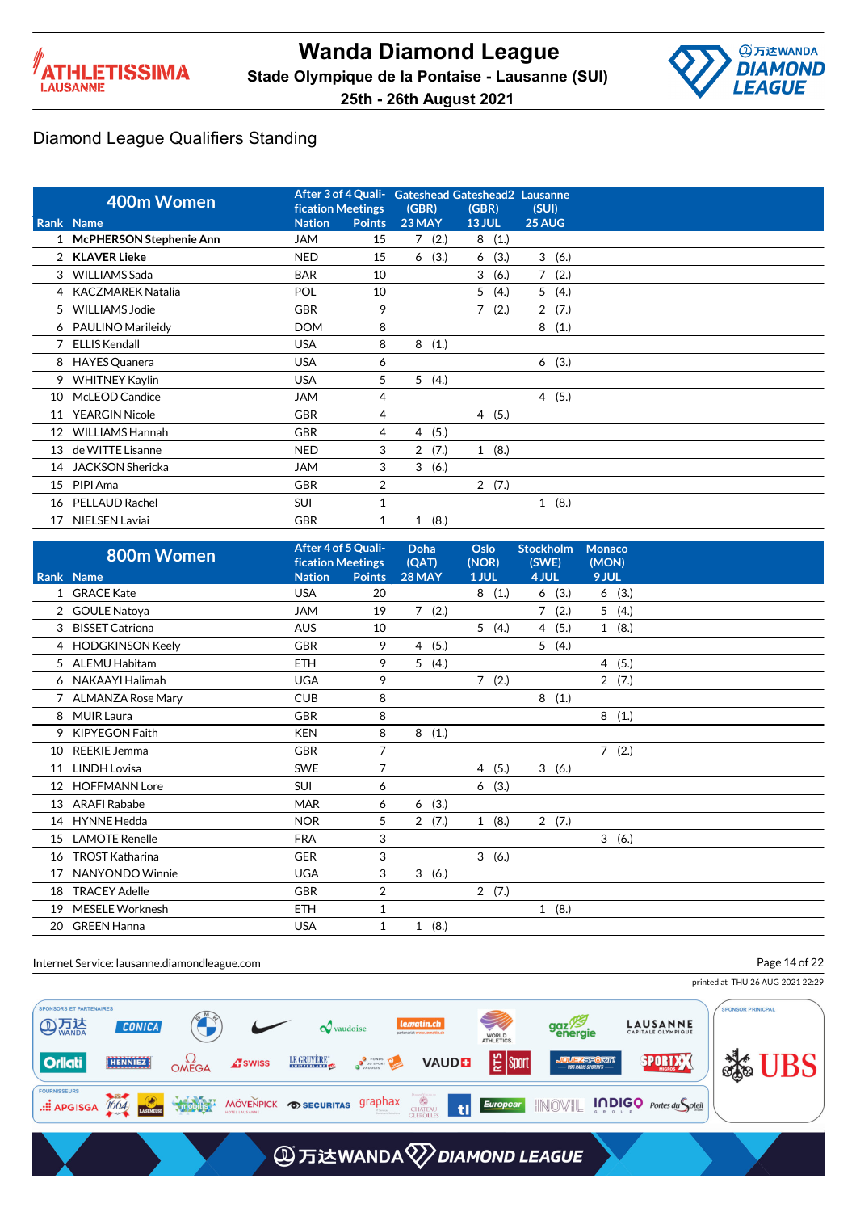# Wanda Diamond League

**Stade Olympique de la Pontaise - Lausanne (SUI)**

**25th - 26th August 2021**

## Diamond League Qualifiers Standing

| Rank | Name | Nation | Points | Gateshead (GBR) 23 MAY | Gateshead2 (GBR) 13 JUL | Lausanne (SUI) 25 AUG |
|---|---|---|---|---|---|---|
| | **400m Women** | After 3 of 4 Qualification Meetings | | | | |
| 1 | **McPHERSON Stephenie Ann** | JAM | 15 | 7 (2.) | 8 (1.) | |
| 2 | **KLAVER Lieke** | NED | 15 | 6 (3.) | 6 (3.) | 3 (6.) |
| 3 | WILLIAMS Sada | BAR | 10 | | 3 (6.) | 7 (2.) |
| 4 | KACZMAREK Natalia | POL | 10 | | 5 (4.) | 5 (4.) |
| 5 | WILLIAMS Jodie | GBR | 9 | | 7 (2.) | 2 (7.) |
| 6 | PAULINO Marileidy | DOM | 8 | | | 8 (1.) |
| 7 | ELLIS Kendall | USA | 8 | 8 (1.) | | |
| 8 | HAYES Quanera | USA | 6 | | | 6 (3.) |
| 9 | WHITNEY Kaylin | USA | 5 | 5 (4.) | | |
| 10 | McLEOD Candice | JAM | 4 | | | 4 (5.) |
| 11 | YEARGIN Nicole | GBR | 4 | | 4 (5.) | |
| 12 | WILLIAMS Hannah | GBR | 4 | 4 (5.) | | |
| 13 | de WITTE Lisanne | NED | 3 | 2 (7.) | 1 (8.) | |
| 14 | JACKSON Shericka | JAM | 3 | 3 (6.) | | |
| 15 | PIPI Ama | GBR | 2 | | 2 (7.) | |
| 16 | PELLAUD Rachel | SUI | 1 | | | 1 (8.) |
| 17 | NIELSEN Laviai | GBR | 1 | 1 (8.) | | |

| Rank | Name | Nation | Points | Doha (QAT) 28 MAY | Oslo (NOR) 1 JUL | Stockholm (SWE) 4 JUL | Monaco (MON) 9 JUL |
|---|---|---|---|---|---|---|---|
| | **800m Women** | After 4 of 5 Qualification Meetings | | | | | |
| 1 | GRACE Kate | USA | 20 | | 8 (1.) | 6 (3.) | 6 (3.) |
| 2 | GOULE Natoya | JAM | 19 | 7 (2.) | | 7 (2.) | 5 (4.) |
| 3 | BISSET Catriona | AUS | 10 | | 5 (4.) | 4 (5.) | 1 (8.) |
| 4 | HODGKINSON Keely | GBR | 9 | 4 (5.) | | 5 (4.) | |
| 5 | ALEMU Habitam | ETH | 9 | 5 (4.) | | | 4 (5.) |
| 6 | NAKAAYI Halimah | UGA | 9 | | 7 (2.) | | 2 (7.) |
| 7 | ALMANZA Rose Mary | CUB | 8 | | | 8 (1.) | |
| 8 | MUIR Laura | GBR | 8 | | | | 8 (1.) |
| 9 | KIPYEGON Faith | KEN | 8 | 8 (1.) | | | |
| 10 | REEKIE Jemma | GBR | 7 | | | | 7 (2.) |
| 11 | LINDH Lovisa | SWE | 7 | | 4 (5.) | 3 (6.) | |
| 12 | HOFFMANN Lore | SUI | 6 | | 6 (3.) | | |
| 13 | ARAFI Rababe | MAR | 6 | 6 (3.) | | | |
| 14 | HYNNE Hedda | NOR | 5 | 2 (7.) | 1 (8.) | 2 (7.) | |
| 15 | LAMOTE Renelle | FRA | 3 | | | | 3 (6.) |
| 16 | TROST Katharina | GER | 3 | | 3 (6.) | | |
| 17 | NANYONDO Winnie | UGA | 3 | 3 (6.) | | | |
| 18 | TRACEY Adelle | GBR | 2 | | 2 (7.) | | |
| 19 | MESELE Worknesh | ETH | 1 | | | 1 (8.) | |
| 20 | GREEN Hanna | USA | 1 | 1 (8.) | | | |

Internet Service: lausanne.diamondleague.com

printed at THU 26 AUG 2021 22:29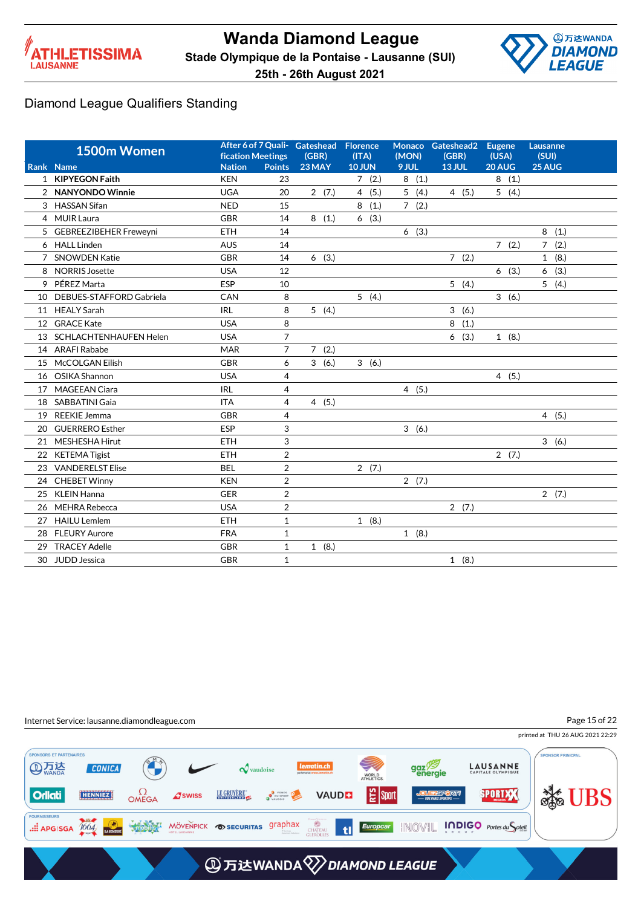# Wanda Diamond League

**Stade Olympique de la Pontaise - Lausanne (SUI)**

**25th - 26th August 2021**

## Diamond League Qualifiers Standing

| Rank | 1500m Women Name | Nation | After 6 of 7 Qualification Meetings Points | Gateshead (GBR) 23 MAY | Florence (ITA) 10 JUN | Monaco (MON) 9 JUL | Gateshead2 (GBR) 13 JUL | Eugene (USA) 20 AUG | Lausanne (SUI) 25 AUG |
|---|---|---|---|---|---|---|---|---|---|
| 1 | **KIPYEGON Faith** | KEN | 23 | | 7 (2.) | 8 (1.) | | 8 (1.) | |
| 2 | **NANYONDO Winnie** | UGA | 20 | 2 (7.) | 4 (5.) | 5 (4.) | 4 (5.) | 5 (4.) | |
| 3 | HASSAN Sifan | NED | 15 | | 8 (1.) | 7 (2.) | | | |
| 4 | MUIR Laura | GBR | 14 | 8 (1.) | 6 (3.) | | | | |
| 5 | GEBREEZIBEHER Freweyni | ETH | 14 | | | 6 (3.) | | | 8 (1.) |
| 6 | HALL Linden | AUS | 14 | | | | | 7 (2.) | 7 (2.) |
| 7 | SNOWDEN Katie | GBR | 14 | 6 (3.) | | | 7 (2.) | | 1 (8.) |
| 8 | NORRIS Josette | USA | 12 | | | | | 6 (3.) | 6 (3.) |
| 9 | PÉREZ Marta | ESP | 10 | | | | 5 (4.) | | 5 (4.) |
| 10 | DEBUES-STAFFORD Gabriela | CAN | 8 | | 5 (4.) | | | 3 (6.) | |
| 11 | HEALY Sarah | IRL | 8 | 5 (4.) | | | 3 (6.) | | |
| 12 | GRACE Kate | USA | 8 | | | | 8 (1.) | | |
| 13 | SCHLACHTENHAUFEN Helen | USA | 7 | | | | 6 (3.) | 1 (8.) | |
| 14 | ARAFI Rababe | MAR | 7 | 7 (2.) | | | | | |
| 15 | McCOLGAN Eilish | GBR | 6 | 3 (6.) | 3 (6.) | | | | |
| 16 | OSIKA Shannon | USA | 4 | | | | | 4 (5.) | |
| 17 | MAGEEAN Ciara | IRL | 4 | | | 4 (5.) | | | |
| 18 | SABBATINI Gaia | ITA | 4 | 4 (5.) | | | | | |
| 19 | REEKIE Jemma | GBR | 4 | | | | | | 4 (5.) |
| 20 | GUERRERO Esther | ESP | 3 | | | 3 (6.) | | | |
| 21 | MESHESHA Hirut | ETH | 3 | | | | | | 3 (6.) |
| 22 | KETEMA Tigist | ETH | 2 | | | | | 2 (7.) | |
| 23 | VANDERELST Elise | BEL | 2 | | 2 (7.) | | | | |
| 24 | CHEBET Winny | KEN | 2 | | | 2 (7.) | | | |
| 25 | KLEIN Hanna | GER | 2 | | | | | | 2 (7.) |
| 26 | MEHRA Rebecca | USA | 2 | | | | 2 (7.) | | |
| 27 | HAILU Lemlem | ETH | 1 | | 1 (8.) | | | | |
| 28 | FLEURY Aurore | FRA | 1 | | | 1 (8.) | | | |
| 29 | TRACEY Adelle | GBR | 1 | 1 (8.) | | | | | |
| 30 | JUDD Jessica | GBR | 1 | | | | 1 (8.) | | |

Internet Service: lausanne.diamondleague.com

printed at THU 26 AUG 2021 22:29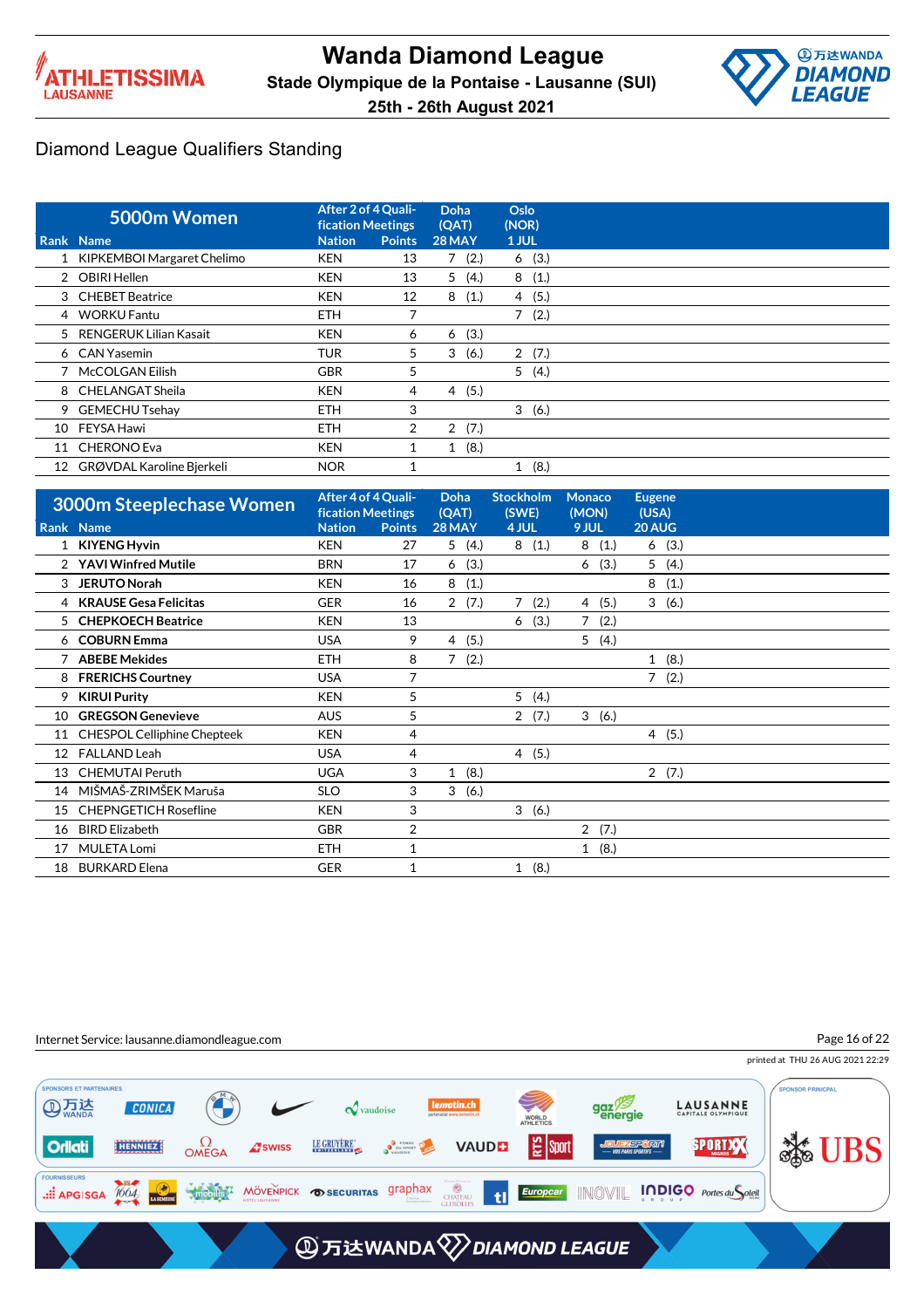# Wanda Diamond League

**Stade Olympique de la Pontaise - Lausanne (SUI)**

**25th - 26th August 2021**

## Diamond League Qualifiers Standing

| **5000m Women** | | After 2 of 4 Qualification Meetings | | Doha (QAT) | Oslo (NOR) |
|---|---|---|---|---|---|
| Rank | Name | Nation | Points | 28 MAY | 1 JUL |
| 1 | KIPKEMBOI Margaret Chelimo | KEN | 13 | 7 (2.) | 6 (3.) |
| 2 | OBIRI Hellen | KEN | 13 | 5 (4.) | 8 (1.) |
| 3 | CHEBET Beatrice | KEN | 12 | 8 (1.) | 4 (5.) |
| 4 | WORKU Fantu | ETH | 7 | | 7 (2.) |
| 5 | RENGERUK Lilian Kasait | KEN | 6 | 6 (3.) | |
| 6 | CAN Yasemin | TUR | 5 | 3 (6.) | 2 (7.) |
| 7 | McCOLGAN Eilish | GBR | 5 | | 5 (4.) |
| 8 | CHELANGAT Sheila | KEN | 4 | 4 (5.) | |
| 9 | GEMECHU Tsehay | ETH | 3 | | 3 (6.) |
| 10 | FEYSA Hawi | ETH | 2 | 2 (7.) | |
| 11 | CHERONO Eva | KEN | 1 | 1 (8.) | |
| 12 | GRØVDAL Karoline Bjerkeli | NOR | 1 | | 1 (8.) |

| **3000m Steeplechase Women** | | After 4 of 4 Qualification Meetings | | Doha (QAT) | Stockholm (SWE) | Monaco (MON) | Eugene (USA) |
|---|---|---|---|---|---|---|---|
| Rank | Name | Nation | Points | 28 MAY | 4 JUL | 9 JUL | 20 AUG |
| 1 | **KIYENG Hyvin** | KEN | 27 | 5 (4.) | 8 (1.) | 8 (1.) | 6 (3.) |
| 2 | **YAVI Winfred Mutile** | BRN | 17 | 6 (3.) | | 6 (3.) | 5 (4.) |
| 3 | **JERUTO Norah** | KEN | 16 | 8 (1.) | | | 8 (1.) |
| 4 | **KRAUSE Gesa Felicitas** | GER | 16 | 2 (7.) | 7 (2.) | 4 (5.) | 3 (6.) |
| 5 | **CHEPKOECH Beatrice** | KEN | 13 | | 6 (3.) | 7 (2.) | |
| 6 | **COBURN Emma** | USA | 9 | 4 (5.) | | 5 (4.) | |
| 7 | **ABEBE Mekides** | ETH | 8 | 7 (2.) | | | 1 (8.) |
| 8 | **FRERICHS Courtney** | USA | 7 | | | | 7 (2.) |
| 9 | **KIRUI Purity** | KEN | 5 | | 5 (4.) | | |
| 10 | **GREGSON Genevieve** | AUS | 5 | | 2 (7.) | 3 (6.) | |
| 11 | CHESPOL Celliphine Chepteek | KEN | 4 | | | | 4 (5.) |
| 12 | FALLAND Leah | USA | 4 | | 4 (5.) | | |
| 13 | CHEMUTAI Peruth | UGA | 3 | 1 (8.) | | | 2 (7.) |
| 14 | MIŠMAŠ-ZRIMŠEK Maruša | SLO | 3 | 3 (6.) | | | |
| 15 | CHEPNGETICH Roseline | KEN | 3 | | 3 (6.) | | |
| 16 | BIRD Elizabeth | GBR | 2 | | | 2 (7.) | |
| 17 | MULETA Lomi | ETH | 1 | | | 1 (8.) | |
| 18 | BURKARD Elena | GER | 1 | | 1 (8.) | | |

Internet Service: lausanne.diamondleague.com

printed at THU 26 AUG 2021 22:29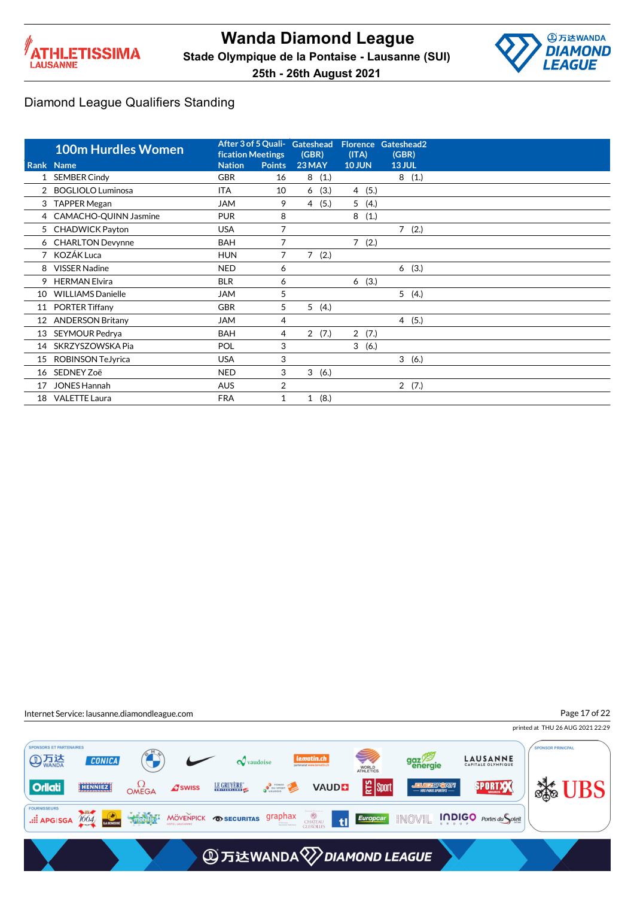# Wanda Diamond League

**Stade Olympique de la Pontaise - Lausanne (SUI)**

**25th - 26th August 2021**

## Diamond League Qualifiers Standing

| Rank | 100m Hurdles Women<br>Name | Nation | After 3 of 5 Qualification Meetings<br>Points | Gateshead (GBR) 23 MAY | Florence (ITA) 10 JUN | Gateshead2 (GBR) 13 JUL |
|---|---|---|---|---|---|---|
| 1 | SEMBER Cindy | GBR | 16 | 8 (1.) | | 8 (1.) |
| 2 | BOGLIOLO Luminosa | ITA | 10 | 6 (3.) | 4 (5.) | |
| 3 | TAPPER Megan | JAM | 9 | 4 (5.) | 5 (4.) | |
| 4 | CAMACHO-QUINN Jasmine | PUR | 8 | | 8 (1.) | |
| 5 | CHADWICK Payton | USA | 7 | | | 7 (2.) |
| 6 | CHARLTON Devynne | BAH | 7 | | 7 (2.) | |
| 7 | KOZÁK Luca | HUN | 7 | 7 (2.) | | |
| 8 | VISSER Nadine | NED | 6 | | | 6 (3.) |
| 9 | HERMAN Elvira | BLR | 6 | | 6 (3.) | |
| 10 | WILLIAMS Danielle | JAM | 5 | | | 5 (4.) |
| 11 | PORTER Tiffany | GBR | 5 | 5 (4.) | | |
| 12 | ANDERSON Britany | JAM | 4 | | | 4 (5.) |
| 13 | SEYMOUR Pedrya | BAH | 4 | 2 (7.) | 2 (7.) | |
| 14 | SKRZYSZOWSKA Pia | POL | 3 | | 3 (6.) | |
| 15 | ROBINSON TeJyrica | USA | 3 | | | 3 (6.) |
| 16 | SEDNEY Zoë | NED | 3 | 3 (6.) | | |
| 17 | JONES Hannah | AUS | 2 | | | 2 (7.) |
| 18 | VALETTE Laura | FRA | 1 | 1 (8.) | | |

Internet Service: lausanne.diamondleague.com

printed at THU 26 AUG 2021 22:29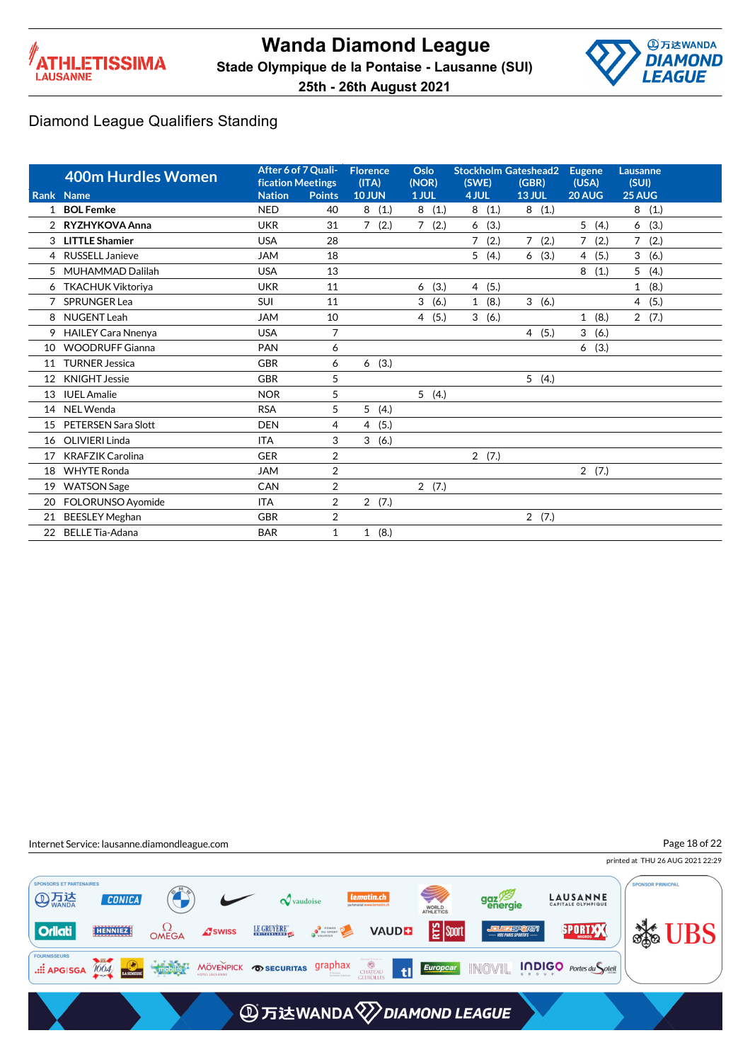# Wanda Diamond League

**Stade Olympique de la Pontaise - Lausanne (SUI)**

**25th - 26th August 2021**

## Diamond League Qualifiers Standing

| 400m Hurdles Women | | | After 6 of 7 Qualification Meetings | | Florence (ITA) | Oslo (NOR) | Stockholm (SWE) | Gateshead2 (GBR) | Eugene (USA) | Lausanne (SUI) |
|---|---|---|---|---|---|---|---|---|---|---|
| Rank | Name | | Nation | Points | 10 JUN | 1 JUL | 4 JUL | 13 JUL | 20 AUG | 25 AUG |
| 1 | **BOL Femke** | | NED | 40 | 8 (1.) | 8 (1.) | 8 (1.) | 8 (1.) | | 8 (1.) |
| 2 | **RYZHYKOVA Anna** | | UKR | 31 | 7 (2.) | 7 (2.) | 6 (3.) | | 5 (4.) | 6 (3.) |
| 3 | **LITTLE Shamier** | | USA | 28 | | | 7 (2.) | 7 (2.) | 7 (2.) | 7 (2.) |
| 4 | RUSSELL Janieve | | JAM | 18 | | | 5 (4.) | 6 (3.) | 4 (5.) | 3 (6.) |
| 5 | MUHAMMAD Dalilah | | USA | 13 | | | | | 8 (1.) | 5 (4.) |
| 6 | TKACHUK Viktoriya | | UKR | 11 | | 6 (3.) | 4 (5.) | | | 1 (8.) |
| 7 | SPRUNGER Lea | | SUI | 11 | | 3 (6.) | 1 (8.) | 3 (6.) | | 4 (5.) |
| 8 | NUGENT Leah | | JAM | 10 | | 4 (5.) | 3 (6.) | | 1 (8.) | 2 (7.) |
| 9 | HAILEY Cara Nnenya | | USA | 7 | | | | 4 (5.) | 3 (6.) | |
| 10 | WOODRUFF Gianna | | PAN | 6 | | | | | 6 (3.) | |
| 11 | TURNER Jessica | | GBR | 6 | 6 (3.) | | | | | |
| 12 | KNIGHT Jessie | | GBR | 5 | | | | 5 (4.) | | |
| 13 | IUEL Amalie | | NOR | 5 | | 5 (4.) | | | | |
| 14 | NEL Wenda | | RSA | 5 | 5 (4.) | | | | | |
| 15 | PETERSEN Sara Slott | | DEN | 4 | 4 (5.) | | | | | |
| 16 | OLIVIERI Linda | | ITA | 3 | 3 (6.) | | | | | |
| 17 | KRAFZIK Carolina | | GER | 2 | | | 2 (7.) | | | |
| 18 | WHYTE Ronda | | JAM | 2 | | | | | 2 (7.) | |
| 19 | WATSON Sage | | CAN | 2 | | 2 (7.) | | | | |
| 20 | FOLORUNSO Ayomide | | ITA | 2 | 2 (7.) | | | | | |
| 21 | BEESLEY Meghan | | GBR | 2 | | | | 2 (7.) | | |
| 22 | BELLE Tia-Adana | | BAR | 1 | 1 (8.) | | | | | |

Internet Service: lausanne.diamondleague.com

printed at THU 26 AUG 2021 22:29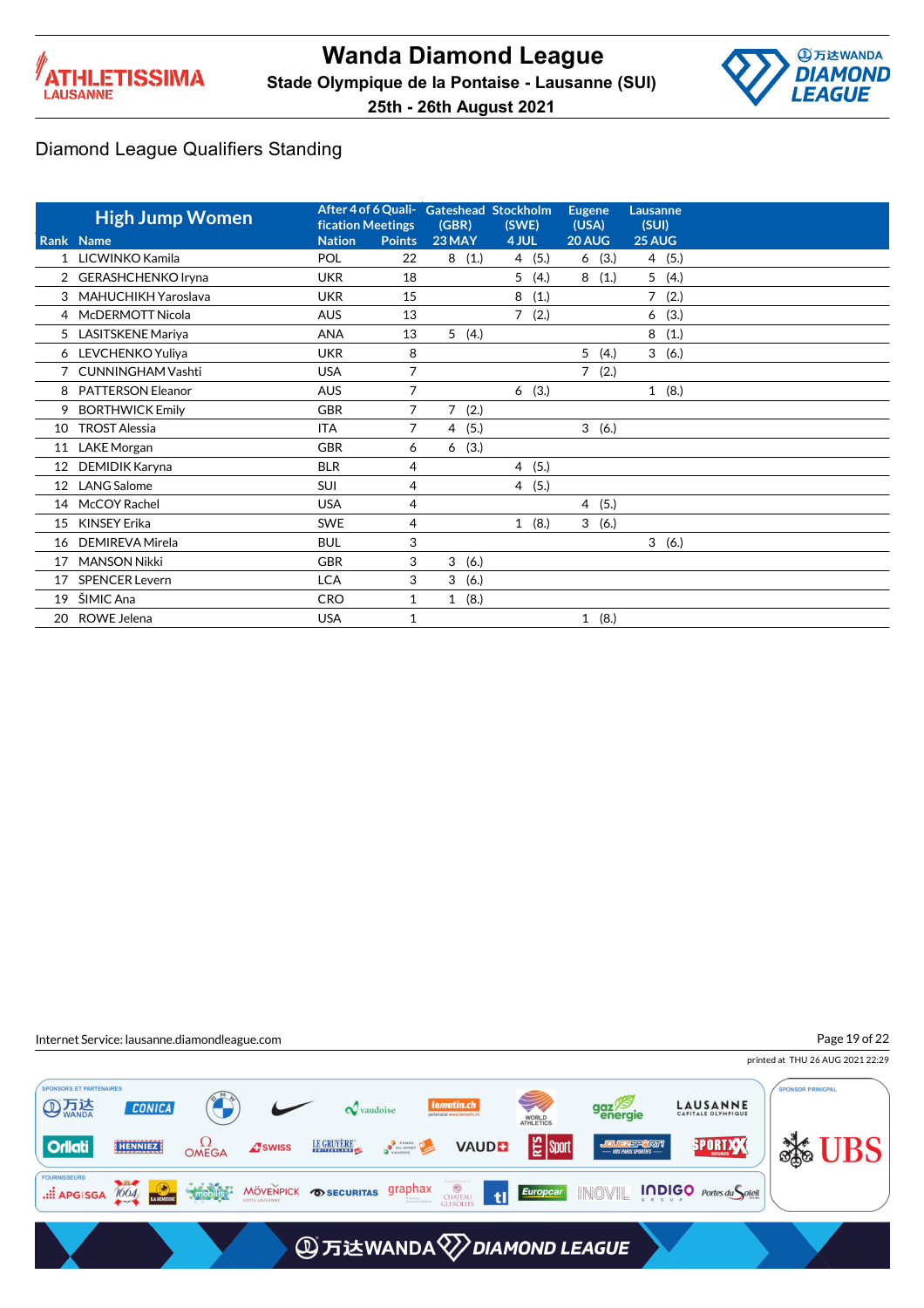# Wanda Diamond League

**Stade Olympique de la Pontaise - Lausanne (SUI)**

**25th - 26th August 2021**

## Diamond League Qualifiers Standing

| High Jump Women | | After 4 of 6 Qualification Meetings | | Gateshead (GBR) | Stockholm (SWE) | Eugene (USA) | Lausanne (SUI) |
|---|---|---|---|---|---|---|---|
| Rank | Name | Nation | Points | 23 MAY | 4 JUL | 20 AUG | 25 AUG |
| 1 | LICWINKO Kamila | POL | 22 | 8 (1.) | 4 (5.) | 6 (3.) | 4 (5.) |
| 2 | GERASHCHENKO Iryna | UKR | 18 | | 5 (4.) | 8 (1.) | 5 (4.) |
| 3 | MAHUCHIKH Yaroslava | UKR | 15 | | 8 (1.) | | 7 (2.) |
| 4 | McDERMOTT Nicola | AUS | 13 | | 7 (2.) | | 6 (3.) |
| 5 | LASITSKENE Mariya | ANA | 13 | 5 (4.) | | | 8 (1.) |
| 6 | LEVCHENKO Yuliya | UKR | 8 | | | 5 (4.) | 3 (6.) |
| 7 | CUNNINGHAM Vashti | USA | 7 | | | 7 (2.) | |
| 8 | PATTERSON Eleanor | AUS | 7 | | 6 (3.) | | 1 (8.) |
| 9 | BORTHWICK Emily | GBR | 7 | 7 (2.) | | | |
| 10 | TROST Alessia | ITA | 7 | 4 (5.) | | 3 (6.) | |
| 11 | LAKE Morgan | GBR | 6 | 6 (3.) | | | |
| 12 | DEMIDIK Karyna | BLR | 4 | | 4 (5.) | | |
| 12 | LANG Salome | SUI | 4 | | 4 (5.) | | |
| 14 | McCOY Rachel | USA | 4 | | | 4 (5.) | |
| 15 | KINSEY Erika | SWE | 4 | | 1 (8.) | 3 (6.) | |
| 16 | DEMIREVA Mirela | BUL | 3 | | | | 3 (6.) |
| 17 | MANSON Nikki | GBR | 3 | 3 (6.) | | | |
| 17 | SPENCER Levern | LCA | 3 | 3 (6.) | | | |
| 19 | ŠIMIC Ana | CRO | 1 | 1 (8.) | | | |
| 20 | ROWE Jelena | USA | 1 | | | 1 (8.) | |

Internet Service: lausanne.diamondleague.com

printed at THU 26 AUG 2021 22:29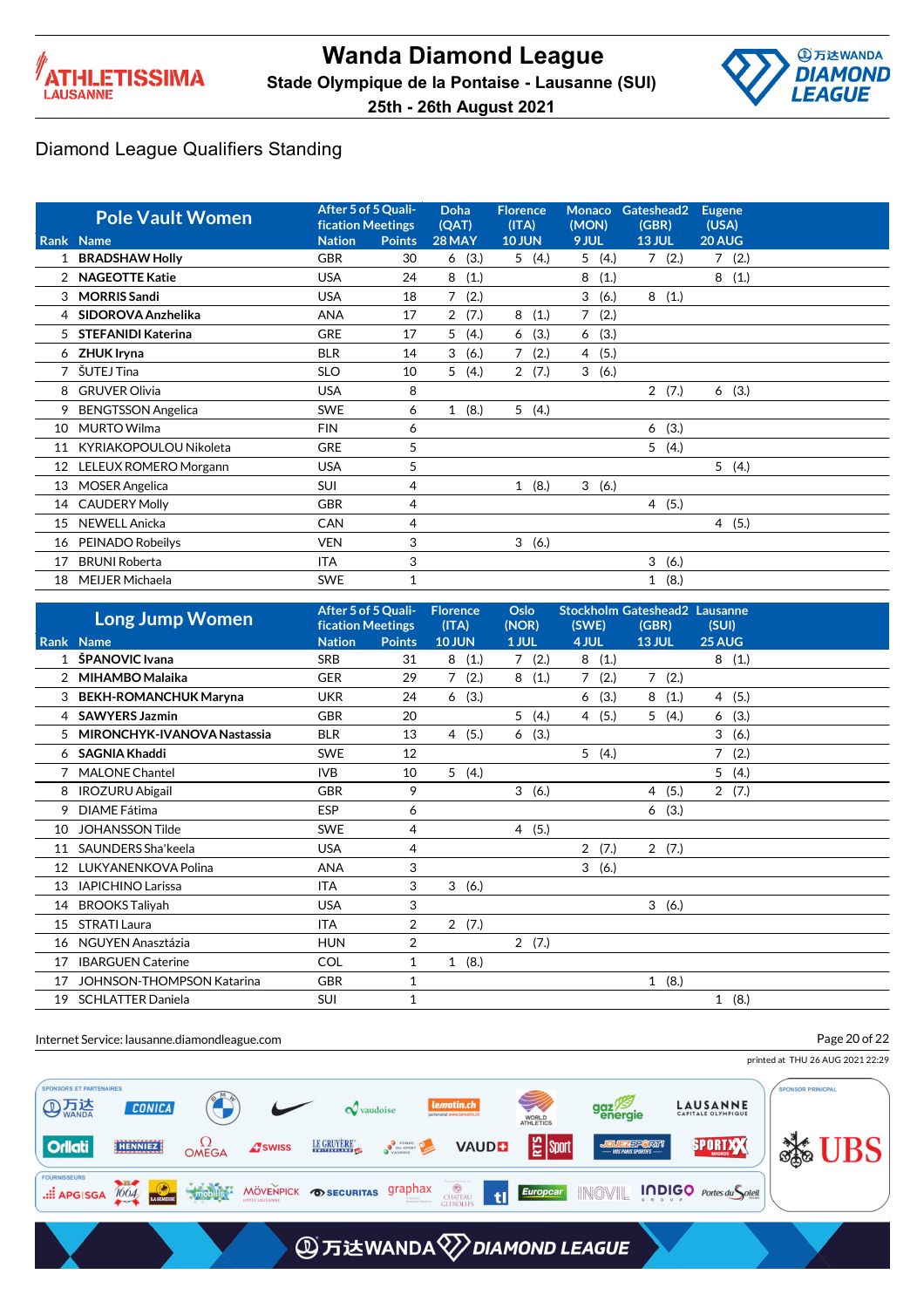# Wanda Diamond League

Stade Olympique de la Pontaise - Lausanne (SUI)

25th - 26th August 2021

## Diamond League Qualifiers Standing

| Rank | Pole Vault Women Name | Nation | After 5 of 5 Qualification Meetings Points | Doha (QAT) 28 MAY | Florence (ITA) 10 JUN | Monaco (MON) 9 JUL | Gateshead2 (GBR) 13 JUL | Eugene (USA) 20 AUG |
|---|---|---|---|---|---|---|---|---|
| 1 | **BRADSHAW Holly** | GBR | 30 | 6 (3.) | 5 (4.) | 5 (4.) | 7 (2.) | 7 (2.) |
| 2 | **NAGEOTTE Katie** | USA | 24 | 8 (1.) | | 8 (1.) | | 8 (1.) |
| 3 | **MORRIS Sandi** | USA | 18 | 7 (2.) | | 3 (6.) | 8 (1.) | |
| 4 | **SIDOROVA Anzhelika** | ANA | 17 | 2 (7.) | 8 (1.) | 7 (2.) | | |
| 5 | **STEFANIDI Katerina** | GRE | 17 | 5 (4.) | 6 (3.) | 6 (3.) | | |
| 6 | **ZHUK Iryna** | BLR | 14 | 3 (6.) | 7 (2.) | 4 (5.) | | |
| 7 | ŠUTEJ Tina | SLO | 10 | 5 (4.) | 2 (7.) | 3 (6.) | | |
| 8 | GRUVER Olivia | USA | 8 | | | | 2 (7.) | 6 (3.) |
| 9 | BENGTSSON Angelica | SWE | 6 | 1 (8.) | 5 (4.) | | | |
| 10 | MURTO Wilma | FIN | 6 | | | | 6 (3.) | |
| 11 | KYRIAKOPOULOU Nikoleta | GRE | 5 | | | | 5 (4.) | |
| 12 | LELEUX ROMERO Morgann | USA | 5 | | | | | 5 (4.) |
| 13 | MOSER Angelica | SUI | 4 | | 1 (8.) | 3 (6.) | | |
| 14 | CAUDERY Molly | GBR | 4 | | | | 4 (5.) | |
| 15 | NEWELL Anicka | CAN | 4 | | | | | 4 (5.) |
| 16 | PEINADO Robeilys | VEN | 3 | | 3 (6.) | | | |
| 17 | BRUNI Roberta | ITA | 3 | | | | 3 (6.) | |
| 18 | MEIJER Michaela | SWE | 1 | | | | 1 (8.) | |

| Rank | Long Jump Women Name | Nation | After 5 of 5 Qualification Meetings Points | Florence (ITA) 10 JUN | Oslo (NOR) 1 JUL | Stockholm (SWE) 4 JUL | Gateshead2 (GBR) 13 JUL | Lausanne (SUI) 25 AUG |
|---|---|---|---|---|---|---|---|---|
| 1 | **ŠPANOVIC Ivana** | SRB | 31 | 8 (1.) | 7 (2.) | 8 (1.) | | 8 (1.) |
| 2 | **MIHAMBO Malaika** | GER | 29 | 7 (2.) | 8 (1.) | 7 (2.) | 7 (2.) | |
| 3 | **BEKH-ROMANCHUK Maryna** | UKR | 24 | 6 (3.) | | 6 (3.) | 8 (1.) | 4 (5.) |
| 4 | **SAWYERS Jazmin** | GBR | 20 | | 5 (4.) | 4 (5.) | 5 (4.) | 6 (3.) |
| 5 | **MIRONCHYK-IVANOVA Nastassia** | BLR | 13 | 4 (5.) | 6 (3.) | | | 3 (6.) |
| 6 | **SAGNIA Khaddi** | SWE | 12 | | | 5 (4.) | | 7 (2.) |
| 7 | MALONE Chantel | IVB | 10 | 5 (4.) | | | | 5 (4.) |
| 8 | IROZURU Abigail | GBR | 9 | | 3 (6.) | | 4 (5.) | 2 (7.) |
| 9 | DIAME Fátima | ESP | 6 | | | | 6 (3.) | |
| 10 | JOHANSSON Tilde | SWE | 4 | | 4 (5.) | | | |
| 11 | SAUNDERS Sha'keela | USA | 4 | | | 2 (7.) | 2 (7.) | |
| 12 | LUKYANENKOVA Polina | ANA | 3 | | | 3 (6.) | | |
| 13 | IAPICHINO Larissa | ITA | 3 | 3 (6.) | | | | |
| 14 | BROOKS Taliyah | USA | 3 | | | | 3 (6.) | |
| 15 | STRATI Laura | ITA | 2 | 2 (7.) | | | | |
| 16 | NGUYEN Anasztázia | HUN | 2 | | 2 (7.) | | | |
| 17 | IBARGUEN Caterine | COL | 1 | 1 (8.) | | | | |
| 17 | JOHNSON-THOMPSON Katarina | GBR | 1 | | | | 1 (8.) | |
| 19 | SCHLATTER Daniela | SUI | 1 | | | | | 1 (8.) |

Internet Service: lausanne.diamondleague.com

printed at THU 26 AUG 2021 22:29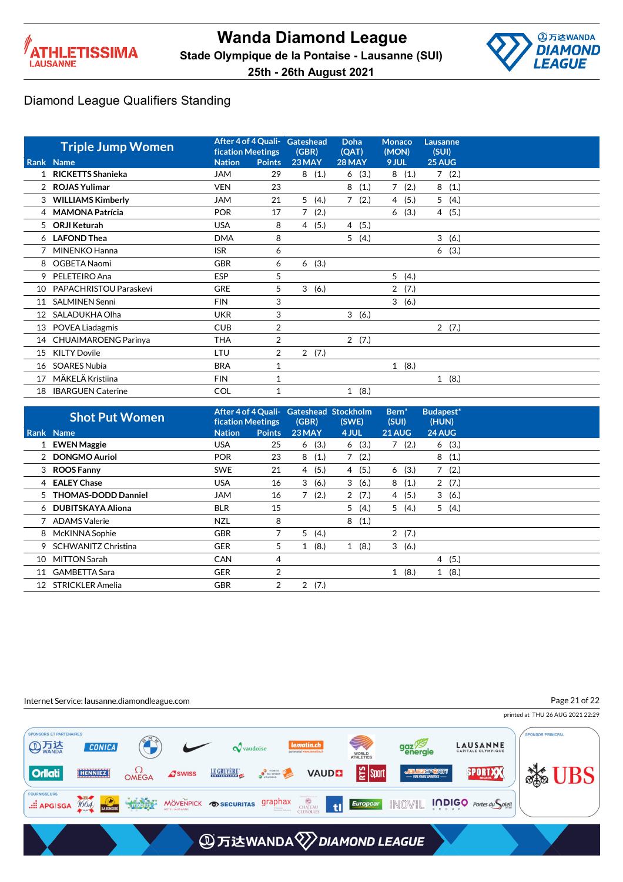# Wanda Diamond League

**Stade Olympique de la Pontaise - Lausanne (SUI)**

**25th - 26th August 2021**

## Diamond League Qualifiers Standing

| Rank | Triple Jump Women Name | Nation | After 4 of 4 Qualification Meetings Points | Gateshead (GBR) 23 MAY | Doha (QAT) 28 MAY | Monaco (MON) 9 JUL | Lausanne (SUI) 25 AUG |
|---|---|---|---|---|---|---|---|
| 1 | **RICKETTS Shanieka** | JAM | 29 | 8 (1.) | 6 (3.) | 8 (1.) | 7 (2.) |
| 2 | **ROJAS Yulimar** | VEN | 23 | | 8 (1.) | 7 (2.) | 8 (1.) |
| 3 | **WILLIAMS Kimberly** | JAM | 21 | 5 (4.) | 7 (2.) | 4 (5.) | 5 (4.) |
| 4 | **MAMONA Patrícia** | POR | 17 | 7 (2.) | | 6 (3.) | 4 (5.) |
| 5 | **ORJI Keturah** | USA | 8 | 4 (5.) | 4 (5.) | | |
| 6 | **LAFOND Thea** | DMA | 8 | | 5 (4.) | | 3 (6.) |
| 7 | MINENKO Hanna | ISR | 6 | | | | 6 (3.) |
| 8 | OGBETA Naomi | GBR | 6 | 6 (3.) | | | |
| 9 | PELETEIRO Ana | ESP | 5 | | | 5 (4.) | |
| 10 | PAPACHRISTOU Paraskevi | GRE | 5 | 3 (6.) | | 2 (7.) | |
| 11 | SALMINEN Senni | FIN | 3 | | | 3 (6.) | |
| 12 | SALADUKHA Olha | UKR | 3 | | 3 (6.) | | |
| 13 | POVEA Liadagmis | CUB | 2 | | | | 2 (7.) |
| 14 | CHUAIMAROENG Parinya | THA | 2 | | 2 (7.) | | |
| 15 | KILTY Dovile | LTU | 2 | 2 (7.) | | | |
| 16 | SOARES Nubia | BRA | 1 | | | 1 (8.) | |
| 17 | MÄKELÄ Kristiina | FIN | 1 | | | | 1 (8.) |
| 18 | IBARGUEN Caterine | COL | 1 | | 1 (8.) | | |

| Rank | Shot Put Women Name | Nation | After 4 of 4 Qualification Meetings Points | Gateshead (GBR) 23 MAY | Stockholm (SWE) 4 JUL | Bern* (SUI) 21 AUG | Budapest* (HUN) 24 AUG |
|---|---|---|---|---|---|---|---|
| 1 | **EWEN Maggie** | USA | 25 | 6 (3.) | 6 (3.) | 7 (2.) | 6 (3.) |
| 2 | **DONGMO Auriol** | POR | 23 | 8 (1.) | 7 (2.) | | 8 (1.) |
| 3 | **ROOS Fanny** | SWE | 21 | 4 (5.) | 4 (5.) | 6 (3.) | 7 (2.) |
| 4 | **EALEY Chase** | USA | 16 | 3 (6.) | 3 (6.) | 8 (1.) | 2 (7.) |
| 5 | **THOMAS-DODD Danniel** | JAM | 16 | 7 (2.) | 2 (7.) | 4 (5.) | 3 (6.) |
| 6 | **DUBITSKAYA Aliona** | BLR | 15 | | 5 (4.) | 5 (4.) | 5 (4.) |
| 7 | ADAMS Valerie | NZL | 8 | | 8 (1.) | | |
| 8 | McKINNA Sophie | GBR | 7 | 5 (4.) | | 2 (7.) | |
| 9 | SCHWANITZ Christina | GER | 5 | 1 (8.) | 1 (8.) | 3 (6.) | |
| 10 | MITTON Sarah | CAN | 4 | | | | 4 (5.) |
| 11 | GAMBETTA Sara | GER | 2 | | | 1 (8.) | 1 (8.) |
| 12 | STRICKLER Amelia | GBR | 2 | 2 (7.) | | | |

Internet Service: lausanne.diamondleague.com

printed at THU 26 AUG 2021 22:29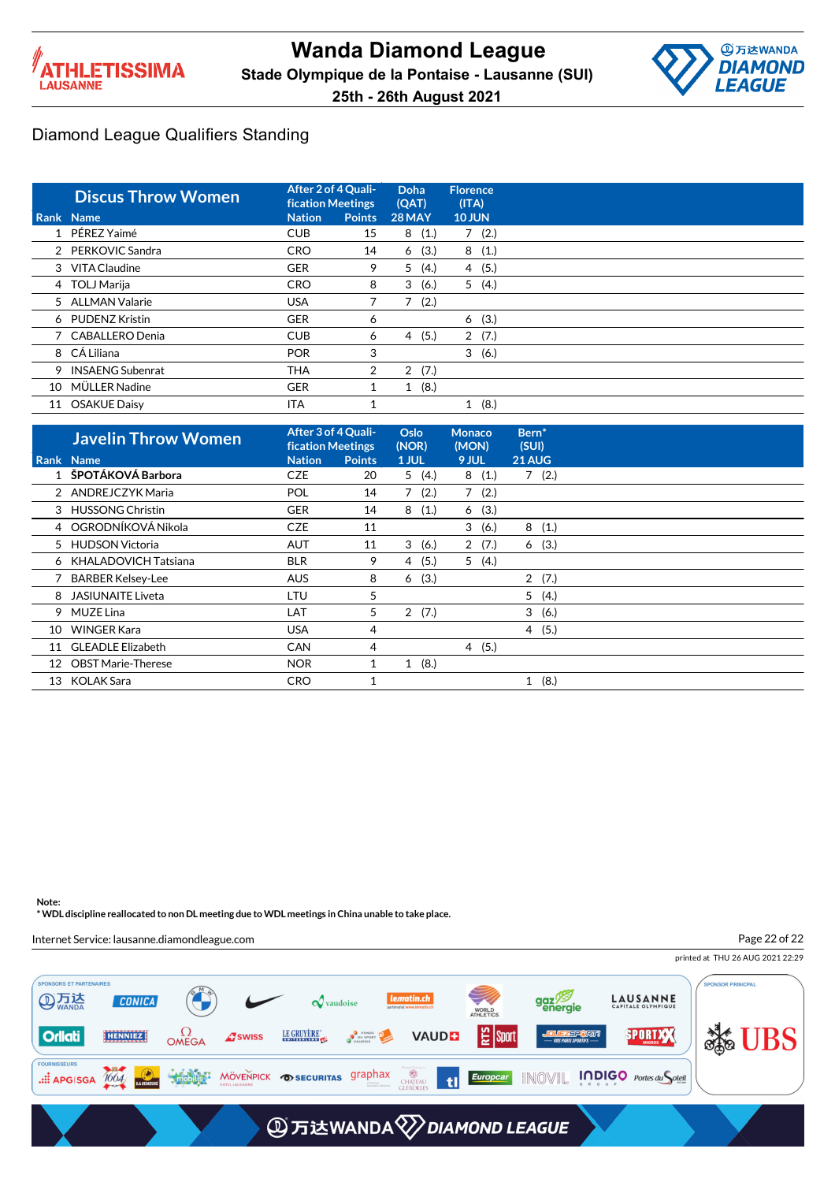# Wanda Diamond League

**Stade Olympique de la Pontaise - Lausanne (SUI)**

**25th - 26th August 2021**

## Diamond League Qualifiers Standing

### Discus Throw Women

| Rank | Name | After 2 of 4 Qualification Meetings Nation | Points | Doha (QAT) 28 MAY | Florence (ITA) 10 JUN |
|---|---|---|---|---|---|
| 1 | PÉREZ Yaimé | CUB | 15 | 8 (1.) | 7 (2.) |
| 2 | PERKOVIC Sandra | CRO | 14 | 6 (3.) | 8 (1.) |
| 3 | VITA Claudine | GER | 9 | 5 (4.) | 4 (5.) |
| 4 | TOLJ Marija | CRO | 8 | 3 (6.) | 5 (4.) |
| 5 | ALLMAN Valarie | USA | 7 | 7 (2.) | |
| 6 | PUDENZ Kristin | GER | 6 | | 6 (3.) |
| 7 | CABALLERO Denia | CUB | 6 | 4 (5.) | 2 (7.) |
| 8 | CÁ Liliana | POR | 3 | | 3 (6.) |
| 9 | INSAENG Subenrat | THA | 2 | 2 (7.) | |
| 10 | MÜLLER Nadine | GER | 1 | 1 (8.) | |
| 11 | OSAKUE Daisy | ITA | 1 | | 1 (8.) |

### Javelin Throw Women

| Rank | Name | After 3 of 4 Qualification Meetings Nation | Points | Oslo (NOR) 1 JUL | Monaco (MON) 9 JUL | Bern* (SUI) 21 AUG |
|---|---|---|---|---|---|---|
| 1 | **ŠPOTÁKOVÁ Barbora** | CZE | 20 | 5 (4.) | 8 (1.) | 7 (2.) |
| 2 | ANDREJCZYK Maria | POL | 14 | 7 (2.) | 7 (2.) | |
| 3 | HUSSONG Christin | GER | 14 | 8 (1.) | 6 (3.) | |
| 4 | OGRODNÍKOVÁ Nikola | CZE | 11 | | 3 (6.) | 8 (1.) |
| 5 | HUDSON Victoria | AUT | 11 | 3 (6.) | 2 (7.) | 6 (3.) |
| 6 | KHALADOVICH Tatsiana | BLR | 9 | 4 (5.) | 5 (4.) | |
| 7 | BARBER Kelsey-Lee | AUS | 8 | 6 (3.) | | 2 (7.) |
| 8 | JASIUNAITE Liveta | LTU | 5 | | | 5 (4.) |
| 9 | MUZE Lina | LAT | 5 | 2 (7.) | | 3 (6.) |
| 10 | WINGER Kara | USA | 4 | | | 4 (5.) |
| 11 | GLEADLE Elizabeth | CAN | 4 | | 4 (5.) | |
| 12 | OBST Marie-Therese | NOR | 1 | 1 (8.) | | |
| 13 | KOLAK Sara | CRO | 1 | | | 1 (8.) |

**Note:**
**\* WDL discipline reallocated to non DL meeting due to WDL meetings in China unable to take place.**

Internet Service: lausanne.diamondleague.com

printed at THU 26 AUG 2021 22:29